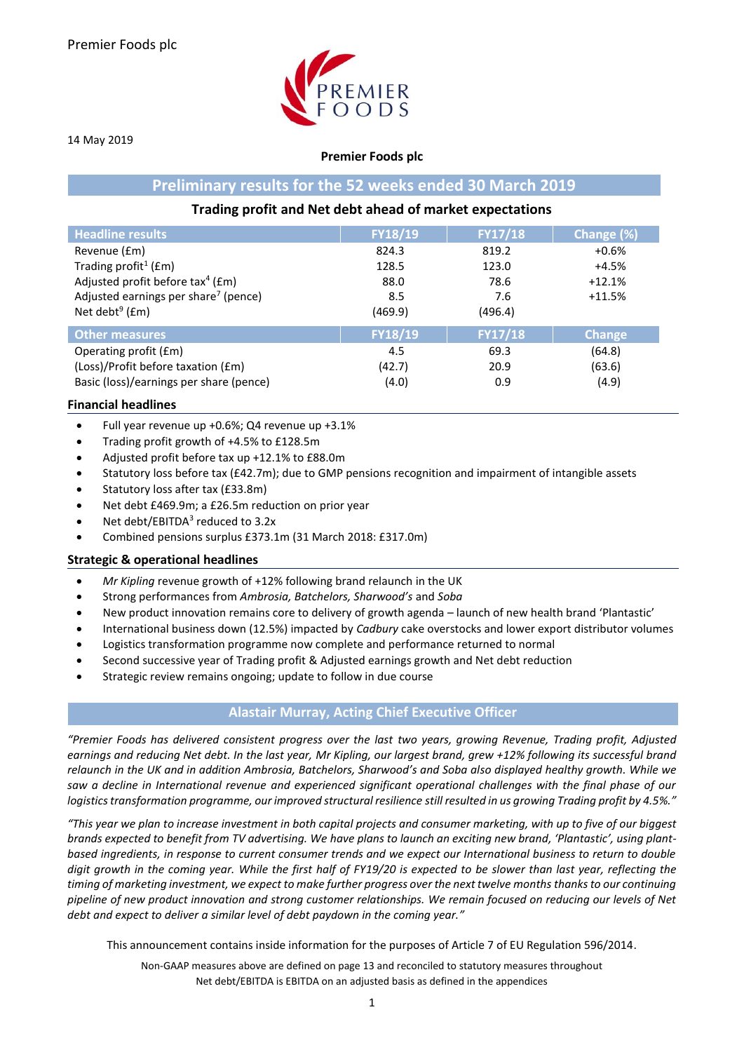Premier Foods plc

14 May 2019

**Premier Foods plc**

## Preliminary results for the 52 weeks ended 30 March 2019

### Trading profit and Net debt ahead of market expectations

| Headline results | FY18/19 | FY17/18 | Change (%) |
|---|---|---|---|
| Revenue (£m) | 824.3 | 819.2 | +0.6% |
| Trading profit[1] (£m) | 128.5 | 123.0 | +4.5% |
| Adjusted profit before tax[4] (£m) | 88.0 | 78.6 | +12.1% |
| Adjusted earnings per share[7] (pence) | 8.5 | 7.6 | +11.5% |
| Net debt[9] (£m) | (469.9) | (496.4) | |
| **Other measures** | **FY18/19** | **FY17/18** | **Change** |
| Operating profit (£m) | 4.5 | 69.3 | (64.8) |
| (Loss)/Profit before taxation (£m) | (42.7) | 20.9 | (63.6) |
| Basic (loss)/earnings per share (pence) | (4.0) | 0.9 | (4.9) |

### Financial headlines

- Full year revenue up +0.6%; Q4 revenue up +3.1%
- Trading profit growth of +4.5% to £128.5m
- Adjusted profit before tax up +12.1% to £88.0m
- Statutory loss before tax (£42.7m); due to GMP pensions recognition and impairment of intangible assets
- Statutory loss after tax (£33.8m)
- Net debt £469.9m; a £26.5m reduction on prior year
- Net debt/EBITDA[3] reduced to 3.2x
- Combined pensions surplus £373.1m (31 March 2018: £317.0m)

### Strategic & operational headlines

- *Mr Kipling* revenue growth of +12% following brand relaunch in the UK
- Strong performances from *Ambrosia, Batchelors, Sharwood's* and *Soba*
- New product innovation remains core to delivery of growth agenda – launch of new health brand 'Plantastic'
- International business down (12.5%) impacted by *Cadbury* cake overstocks and lower export distributor volumes
- Logistics transformation programme now complete and performance returned to normal
- Second successive year of Trading profit & Adjusted earnings growth and Net debt reduction
- Strategic review remains ongoing; update to follow in due course

## Alastair Murray, Acting Chief Executive Officer

*"Premier Foods has delivered consistent progress over the last two years, growing Revenue, Trading profit, Adjusted earnings and reducing Net debt. In the last year, Mr Kipling, our largest brand, grew +12% following its successful brand relaunch in the UK and in addition Ambrosia, Batchelors, Sharwood's and Soba also displayed healthy growth. While we saw a decline in International revenue and experienced significant operational challenges with the final phase of our logistics transformation programme, our improved structural resilience still resulted in us growing Trading profit by 4.5%."*

*"This year we plan to increase investment in both capital projects and consumer marketing, with up to five of our biggest brands expected to benefit from TV advertising. We have plans to launch an exciting new brand, 'Plantastic', using plant-based ingredients, in response to current consumer trends and we expect our International business to return to double digit growth in the coming year. While the first half of FY19/20 is expected to be slower than last year, reflecting the timing of marketing investment, we expect to make further progress over the next twelve months thanks to our continuing pipeline of new product innovation and strong customer relationships. We remain focused on reducing our levels of Net debt and expect to deliver a similar level of debt paydown in the coming year."*

This announcement contains inside information for the purposes of Article 7 of EU Regulation 596/2014.

Non-GAAP measures above are defined on page 13 and reconciled to statutory measures throughout
Net debt/EBITDA is EBITDA on an adjusted basis as defined in the appendices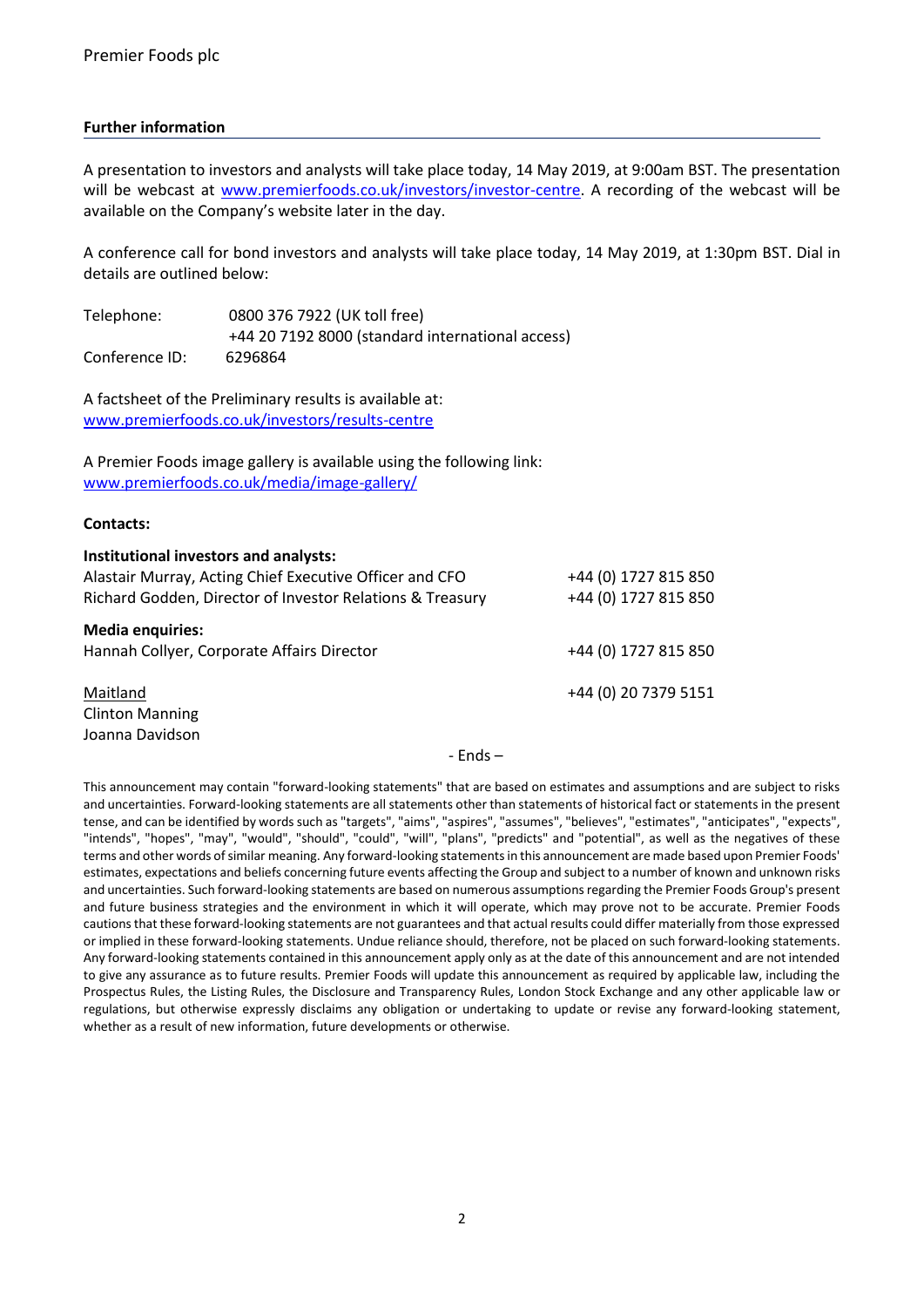## Further information

A presentation to investors and analysts will take place today, 14 May 2019, at 9:00am BST. The presentation will be webcast at [www.premierfoods.co.uk/investors/investor-centre](www.premierfoods.co.uk/investors/investor-centre). A recording of the webcast will be available on the Company's website later in the day.

A conference call for bond investors and analysts will take place today, 14 May 2019, at 1:30pm BST. Dial in details are outlined below:

| | |
|---|---|
| Telephone: | 0800 376 7922 (UK toll free) |
| | +44 20 7192 8000 (standard international access) |
| Conference ID: | 6296864 |

A factsheet of the Preliminary results is available at:
[www.premierfoods.co.uk/investors/results-centre](www.premierfoods.co.uk/investors/results-centre)

A Premier Foods image gallery is available using the following link:
[www.premierfoods.co.uk/media/image-gallery/](www.premierfoods.co.uk/media/image-gallery/)

**Contacts:**

| | |
|---|---|
| **Institutional investors and analysts:** | |
| Alastair Murray, Acting Chief Executive Officer and CFO | +44 (0) 1727 815 850 |
| Richard Godden, Director of Investor Relations & Treasury | +44 (0) 1727 815 850 |
| **Media enquiries:** | |
| Hannah Collyer, Corporate Affairs Director | +44 (0) 1727 815 850 |
| Maitland | +44 (0) 20 7379 5151 |
| Clinton Manning | |
| Joanna Davidson | |

\- Ends –

This announcement may contain "forward-looking statements" that are based on estimates and assumptions and are subject to risks and uncertainties. Forward-looking statements are all statements other than statements of historical fact or statements in the present tense, and can be identified by words such as "targets", "aims", "aspires", "assumes", "believes", "estimates", "anticipates", "expects", "intends", "hopes", "may", "would", "should", "could", "will", "plans", "predicts" and "potential", as well as the negatives of these terms and other words of similar meaning. Any forward-looking statements in this announcement are made based upon Premier Foods' estimates, expectations and beliefs concerning future events affecting the Group and subject to a number of known and unknown risks and uncertainties. Such forward-looking statements are based on numerous assumptions regarding the Premier Foods Group's present and future business strategies and the environment in which it will operate, which may prove not to be accurate. Premier Foods cautions that these forward-looking statements are not guarantees and that actual results could differ materially from those expressed or implied in these forward-looking statements. Undue reliance should, therefore, not be placed on such forward-looking statements. Any forward-looking statements contained in this announcement apply only as at the date of this announcement and are not intended to give any assurance as to future results. Premier Foods will update this announcement as required by applicable law, including the Prospectus Rules, the Listing Rules, the Disclosure and Transparency Rules, London Stock Exchange and any other applicable law or regulations, but otherwise expressly disclaims any obligation or undertaking to update or revise any forward-looking statement, whether as a result of new information, future developments or otherwise.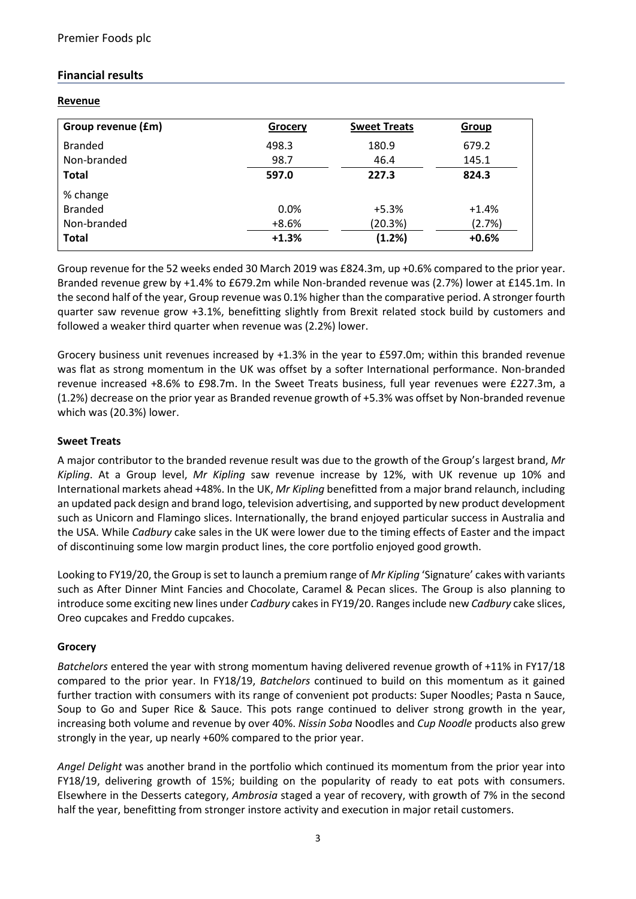## Financial results

### Revenue

| Group revenue (£m) | Grocery | Sweet Treats | Group |
|---|---|---|---|
| Branded | 498.3 | 180.9 | 679.2 |
| Non-branded | 98.7 | 46.4 | 145.1 |
| **Total** | **597.0** | **227.3** | **824.3** |
| % change | | | |
| Branded | 0.0% | +5.3% | +1.4% |
| Non-branded | +8.6% | (20.3%) | (2.7%) |
| **Total** | **+1.3%** | **(1.2%)** | **+0.6%** |

Group revenue for the 52 weeks ended 30 March 2019 was £824.3m, up +0.6% compared to the prior year. Branded revenue grew by +1.4% to £679.2m while Non-branded revenue was (2.7%) lower at £145.1m. In the second half of the year, Group revenue was 0.1% higher than the comparative period. A stronger fourth quarter saw revenue grow +3.1%, benefitting slightly from Brexit related stock build by customers and followed a weaker third quarter when revenue was (2.2%) lower.

Grocery business unit revenues increased by +1.3% in the year to £597.0m; within this branded revenue was flat as strong momentum in the UK was offset by a softer International performance. Non-branded revenue increased +8.6% to £98.7m. In the Sweet Treats business, full year revenues were £227.3m, a (1.2%) decrease on the prior year as Branded revenue growth of +5.3% was offset by Non-branded revenue which was (20.3%) lower.

### Sweet Treats

A major contributor to the branded revenue result was due to the growth of the Group's largest brand, *Mr Kipling*. At a Group level, *Mr Kipling* saw revenue increase by 12%, with UK revenue up 10% and International markets ahead +48%. In the UK, *Mr Kipling* benefitted from a major brand relaunch, including an updated pack design and brand logo, television advertising, and supported by new product development such as Unicorn and Flamingo slices. Internationally, the brand enjoyed particular success in Australia and the USA. While *Cadbury* cake sales in the UK were lower due to the timing effects of Easter and the impact of discontinuing some low margin product lines, the core portfolio enjoyed good growth.

Looking to FY19/20, the Group is set to launch a premium range of *Mr Kipling* 'Signature' cakes with variants such as After Dinner Mint Fancies and Chocolate, Caramel & Pecan slices. The Group is also planning to introduce some exciting new lines under *Cadbury* cakes in FY19/20. Ranges include new *Cadbury* cake slices, Oreo cupcakes and Freddo cupcakes.

### Grocery

*Batchelors* entered the year with strong momentum having delivered revenue growth of +11% in FY17/18 compared to the prior year. In FY18/19, *Batchelors* continued to build on this momentum as it gained further traction with consumers with its range of convenient pot products: Super Noodles; Pasta n Sauce, Soup to Go and Super Rice & Sauce. This pots range continued to deliver strong growth in the year, increasing both volume and revenue by over 40%. *Nissin Soba* Noodles and *Cup Noodle* products also grew strongly in the year, up nearly +60% compared to the prior year.

*Angel Delight* was another brand in the portfolio which continued its momentum from the prior year into FY18/19, delivering growth of 15%; building on the popularity of ready to eat pots with consumers. Elsewhere in the Desserts category, *Ambrosia* staged a year of recovery, with growth of 7% in the second half the year, benefitting from stronger instore activity and execution in major retail customers.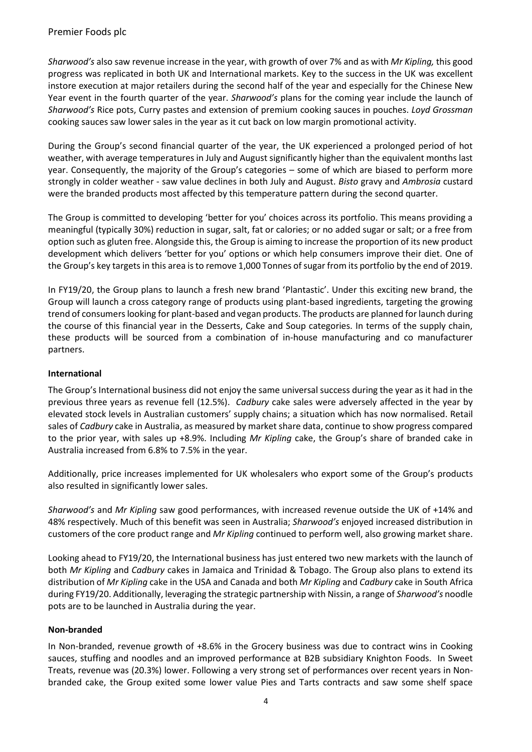*Sharwood's* also saw revenue increase in the year, with growth of over 7% and as with *Mr Kipling,* this good progress was replicated in both UK and International markets. Key to the success in the UK was excellent instore execution at major retailers during the second half of the year and especially for the Chinese New Year event in the fourth quarter of the year. *Sharwood's* plans for the coming year include the launch of *Sharwood's* Rice pots, Curry pastes and extension of premium cooking sauces in pouches. *Loyd Grossman* cooking sauces saw lower sales in the year as it cut back on low margin promotional activity.

During the Group's second financial quarter of the year, the UK experienced a prolonged period of hot weather, with average temperatures in July and August significantly higher than the equivalent months last year. Consequently, the majority of the Group's categories – some of which are biased to perform more strongly in colder weather - saw value declines in both July and August. *Bisto* gravy and *Ambrosia* custard were the branded products most affected by this temperature pattern during the second quarter.

The Group is committed to developing 'better for you' choices across its portfolio. This means providing a meaningful (typically 30%) reduction in sugar, salt, fat or calories; or no added sugar or salt; or a free from option such as gluten free. Alongside this, the Group is aiming to increase the proportion of its new product development which delivers 'better for you' options or which help consumers improve their diet. One of the Group's key targets in this area is to remove 1,000 Tonnes of sugar from its portfolio by the end of 2019.

In FY19/20, the Group plans to launch a fresh new brand 'Plantastic'. Under this exciting new brand, the Group will launch a cross category range of products using plant-based ingredients, targeting the growing trend of consumers looking for plant-based and vegan products. The products are planned for launch during the course of this financial year in the Desserts, Cake and Soup categories. In terms of the supply chain, these products will be sourced from a combination of in-house manufacturing and co manufacturer partners.

**International**

The Group's International business did not enjoy the same universal success during the year as it had in the previous three years as revenue fell (12.5%). *Cadbury* cake sales were adversely affected in the year by elevated stock levels in Australian customers' supply chains; a situation which has now normalised. Retail sales of *Cadbury* cake in Australia, as measured by market share data, continue to show progress compared to the prior year, with sales up +8.9%. Including *Mr Kipling* cake, the Group's share of branded cake in Australia increased from 6.8% to 7.5% in the year.

Additionally, price increases implemented for UK wholesalers who export some of the Group's products also resulted in significantly lower sales.

*Sharwood's* and *Mr Kipling* saw good performances, with increased revenue outside the UK of +14% and 48% respectively. Much of this benefit was seen in Australia; *Sharwood's* enjoyed increased distribution in customers of the core product range and *Mr Kipling* continued to perform well, also growing market share.

Looking ahead to FY19/20, the International business has just entered two new markets with the launch of both *Mr Kipling* and *Cadbury* cakes in Jamaica and Trinidad & Tobago. The Group also plans to extend its distribution of *Mr Kipling* cake in the USA and Canada and both *Mr Kipling* and *Cadbury* cake in South Africa during FY19/20. Additionally, leveraging the strategic partnership with Nissin, a range of *Sharwood's* noodle pots are to be launched in Australia during the year.

**Non-branded**

In Non-branded, revenue growth of +8.6% in the Grocery business was due to contract wins in Cooking sauces, stuffing and noodles and an improved performance at B2B subsidiary Knighton Foods. In Sweet Treats, revenue was (20.3%) lower. Following a very strong set of performances over recent years in Non-branded cake, the Group exited some lower value Pies and Tarts contracts and saw some shelf space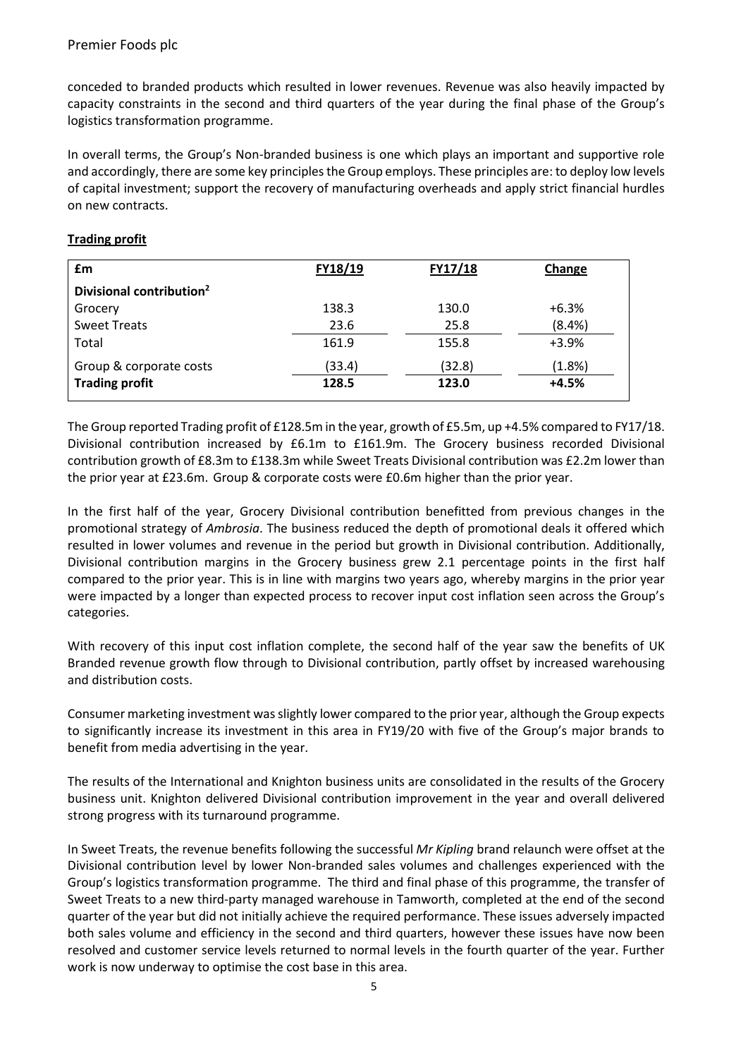conceded to branded products which resulted in lower revenues. Revenue was also heavily impacted by capacity constraints in the second and third quarters of the year during the final phase of the Group's logistics transformation programme.

In overall terms, the Group's Non-branded business is one which plays an important and supportive role and accordingly, there are some key principles the Group employs. These principles are: to deploy low levels of capital investment; support the recovery of manufacturing overheads and apply strict financial hurdles on new contracts.

**Trading profit**

| £m | FY18/19 | FY17/18 | Change |
|---|---|---|---|
| **Divisional contribution[2]** | | | |
| Grocery | 138.3 | 130.0 | +6.3% |
| Sweet Treats | 23.6 | 25.8 | (8.4%) |
| Total | 161.9 | 155.8 | +3.9% |
| Group & corporate costs | (33.4) | (32.8) | (1.8%) |
| **Trading profit** | **128.5** | **123.0** | **+4.5%** |

The Group reported Trading profit of £128.5m in the year, growth of £5.5m, up +4.5% compared to FY17/18. Divisional contribution increased by £6.1m to £161.9m. The Grocery business recorded Divisional contribution growth of £8.3m to £138.3m while Sweet Treats Divisional contribution was £2.2m lower than the prior year at £23.6m. Group & corporate costs were £0.6m higher than the prior year.

In the first half of the year, Grocery Divisional contribution benefitted from previous changes in the promotional strategy of *Ambrosia*. The business reduced the depth of promotional deals it offered which resulted in lower volumes and revenue in the period but growth in Divisional contribution. Additionally, Divisional contribution margins in the Grocery business grew 2.1 percentage points in the first half compared to the prior year. This is in line with margins two years ago, whereby margins in the prior year were impacted by a longer than expected process to recover input cost inflation seen across the Group's categories.

With recovery of this input cost inflation complete, the second half of the year saw the benefits of UK Branded revenue growth flow through to Divisional contribution, partly offset by increased warehousing and distribution costs.

Consumer marketing investment was slightly lower compared to the prior year, although the Group expects to significantly increase its investment in this area in FY19/20 with five of the Group's major brands to benefit from media advertising in the year.

The results of the International and Knighton business units are consolidated in the results of the Grocery business unit. Knighton delivered Divisional contribution improvement in the year and overall delivered strong progress with its turnaround programme.

In Sweet Treats, the revenue benefits following the successful *Mr Kipling* brand relaunch were offset at the Divisional contribution level by lower Non-branded sales volumes and challenges experienced with the Group's logistics transformation programme. The third and final phase of this programme, the transfer of Sweet Treats to a new third-party managed warehouse in Tamworth, completed at the end of the second quarter of the year but did not initially achieve the required performance. These issues adversely impacted both sales volume and efficiency in the second and third quarters, however these issues have now been resolved and customer service levels returned to normal levels in the fourth quarter of the year. Further work is now underway to optimise the cost base in this area.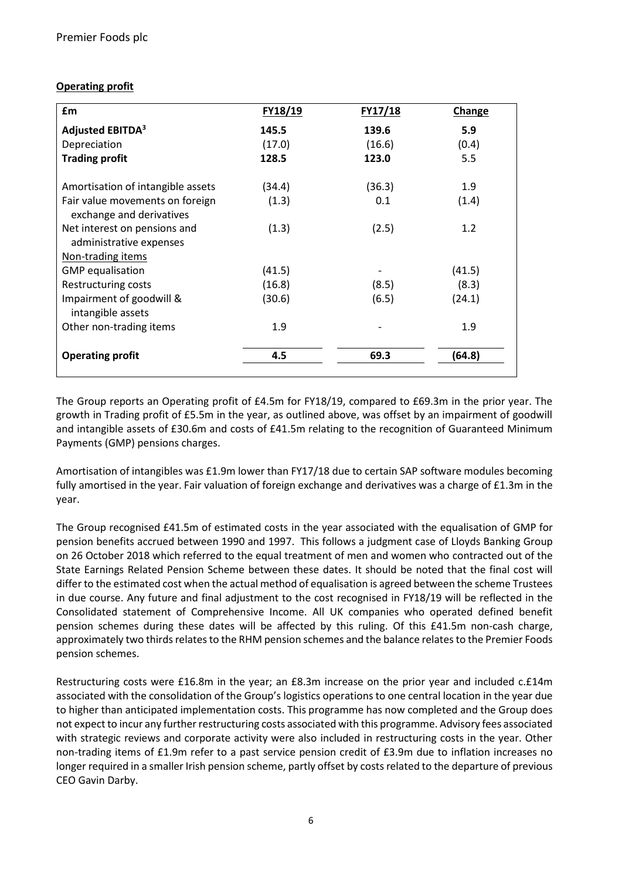## **Operating profit**

| £m | FY18/19 | FY17/18 | Change |
|---|---|---|---|
| **Adjusted EBITDA[3]** | **145.5** | **139.6** | **5.9** |
| Depreciation | (17.0) | (16.6) | (0.4) |
| **Trading profit** | **128.5** | **123.0** | 5.5 |
| | | | |
| Amortisation of intangible assets | (34.4) | (36.3) | 1.9 |
| Fair value movements on foreign exchange and derivatives | (1.3) | 0.1 | (1.4) |
| Net interest on pensions and administrative expenses | (1.3) | (2.5) | 1.2 |
| Non-trading items | | | |
| GMP equalisation | (41.5) | - | (41.5) |
| Restructuring costs | (16.8) | (8.5) | (8.3) |
| Impairment of goodwill & intangible assets | (30.6) | (6.5) | (24.1) |
| Other non-trading items | 1.9 | - | 1.9 |
| | | | |
| **Operating profit** | **4.5** | **69.3** | **(64.8)** |

The Group reports an Operating profit of £4.5m for FY18/19, compared to £69.3m in the prior year. The growth in Trading profit of £5.5m in the year, as outlined above, was offset by an impairment of goodwill and intangible assets of £30.6m and costs of £41.5m relating to the recognition of Guaranteed Minimum Payments (GMP) pensions charges.

Amortisation of intangibles was £1.9m lower than FY17/18 due to certain SAP software modules becoming fully amortised in the year. Fair valuation of foreign exchange and derivatives was a charge of £1.3m in the year.

The Group recognised £41.5m of estimated costs in the year associated with the equalisation of GMP for pension benefits accrued between 1990 and 1997. This follows a judgment case of Lloyds Banking Group on 26 October 2018 which referred to the equal treatment of men and women who contracted out of the State Earnings Related Pension Scheme between these dates. It should be noted that the final cost will differ to the estimated cost when the actual method of equalisation is agreed between the scheme Trustees in due course. Any future and final adjustment to the cost recognised in FY18/19 will be reflected in the Consolidated statement of Comprehensive Income. All UK companies who operated defined benefit pension schemes during these dates will be affected by this ruling. Of this £41.5m non-cash charge, approximately two thirds relates to the RHM pension schemes and the balance relates to the Premier Foods pension schemes.

Restructuring costs were £16.8m in the year; an £8.3m increase on the prior year and included c.£14m associated with the consolidation of the Group's logistics operations to one central location in the year due to higher than anticipated implementation costs. This programme has now completed and the Group does not expect to incur any further restructuring costs associated with this programme. Advisory fees associated with strategic reviews and corporate activity were also included in restructuring costs in the year. Other non-trading items of £1.9m refer to a past service pension credit of £3.9m due to inflation increases no longer required in a smaller Irish pension scheme, partly offset by costs related to the departure of previous CEO Gavin Darby.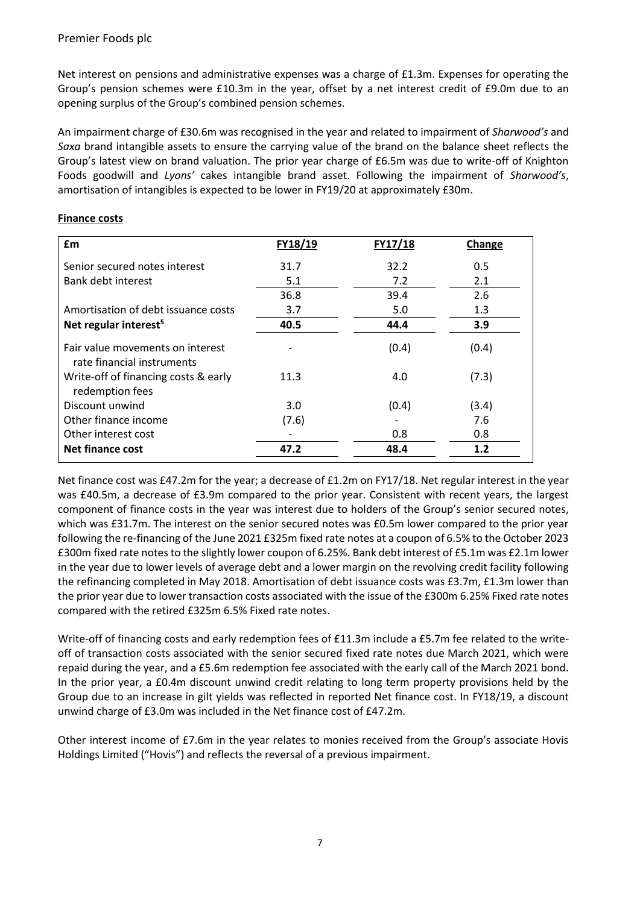Net interest on pensions and administrative expenses was a charge of £1.3m. Expenses for operating the Group's pension schemes were £10.3m in the year, offset by a net interest credit of £9.0m due to an opening surplus of the Group's combined pension schemes.

An impairment charge of £30.6m was recognised in the year and related to impairment of *Sharwood's* and *Saxa* brand intangible assets to ensure the carrying value of the brand on the balance sheet reflects the Group's latest view on brand valuation. The prior year charge of £6.5m was due to write-off of Knighton Foods goodwill and *Lyons'* cakes intangible brand asset. Following the impairment of *Sharwood's*, amortisation of intangibles is expected to be lower in FY19/20 at approximately £30m.

**Finance costs**

| £m | FY18/19 | FY17/18 | Change |
|---|---|---|---|
| Senior secured notes interest | 31.7 | 32.2 | 0.5 |
| Bank debt interest | 5.1 | 7.2 | 2.1 |
| | 36.8 | 39.4 | 2.6 |
| Amortisation of debt issuance costs | 3.7 | 5.0 | 1.3 |
| **Net regular interest[5]** | **40.5** | **44.4** | **3.9** |
| Fair value movements on interest rate financial instruments | - | (0.4) | (0.4) |
| Write-off of financing costs & early redemption fees | 11.3 | 4.0 | (7.3) |
| Discount unwind | 3.0 | (0.4) | (3.4) |
| Other finance income | (7.6) | - | 7.6 |
| Other interest cost | - | 0.8 | 0.8 |
| **Net finance cost** | **47.2** | **48.4** | **1.2** |

Net finance cost was £47.2m for the year; a decrease of £1.2m on FY17/18. Net regular interest in the year was £40.5m, a decrease of £3.9m compared to the prior year. Consistent with recent years, the largest component of finance costs in the year was interest due to holders of the Group's senior secured notes, which was £31.7m. The interest on the senior secured notes was £0.5m lower compared to the prior year following the re-financing of the June 2021 £325m fixed rate notes at a coupon of 6.5% to the October 2023 £300m fixed rate notes to the slightly lower coupon of 6.25%. Bank debt interest of £5.1m was £2.1m lower in the year due to lower levels of average debt and a lower margin on the revolving credit facility following the refinancing completed in May 2018. Amortisation of debt issuance costs was £3.7m, £1.3m lower than the prior year due to lower transaction costs associated with the issue of the £300m 6.25% Fixed rate notes compared with the retired £325m 6.5% Fixed rate notes.

Write-off of financing costs and early redemption fees of £11.3m include a £5.7m fee related to the write-off of transaction costs associated with the senior secured fixed rate notes due March 2021, which were repaid during the year, and a £5.6m redemption fee associated with the early call of the March 2021 bond. In the prior year, a £0.4m discount unwind credit relating to long term property provisions held by the Group due to an increase in gilt yields was reflected in reported Net finance cost. In FY18/19, a discount unwind charge of £3.0m was included in the Net finance cost of £47.2m.

Other interest income of £7.6m in the year relates to monies received from the Group's associate Hovis Holdings Limited ("Hovis") and reflects the reversal of a previous impairment.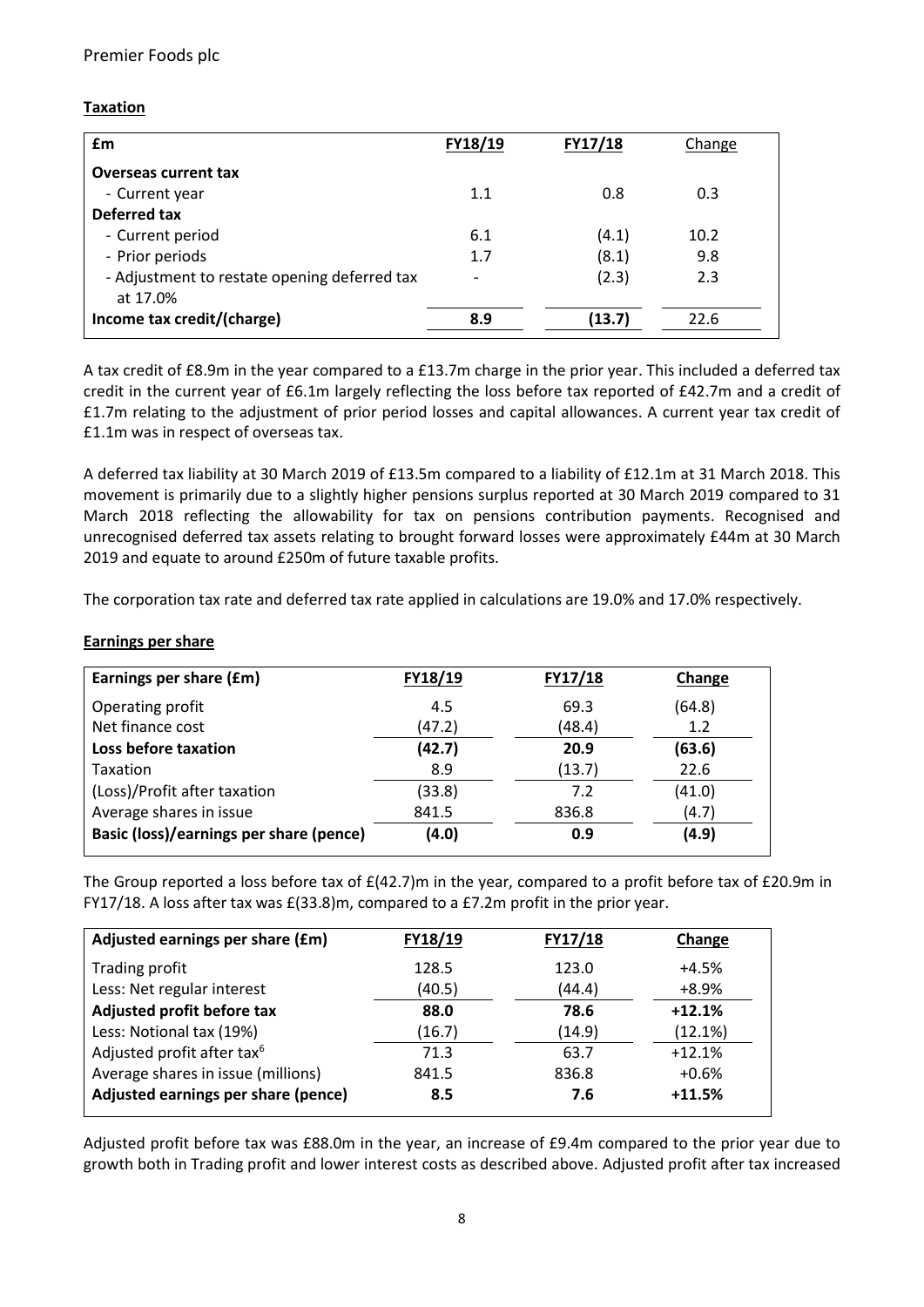## Taxation

| £m | FY18/19 | FY17/18 | Change |
|---|---|---|---|
| **Overseas current tax** | | | |
| - Current year | 1.1 | 0.8 | 0.3 |
| **Deferred tax** | | | |
| - Current period | 6.1 | (4.1) | 10.2 |
| - Prior periods | 1.7 | (8.1) | 9.8 |
| - Adjustment to restate opening deferred tax at 17.0% | - | (2.3) | 2.3 |
| **Income tax credit/(charge)** | **8.9** | **(13.7)** | 22.6 |

A tax credit of £8.9m in the year compared to a £13.7m charge in the prior year. This included a deferred tax credit in the current year of £6.1m largely reflecting the loss before tax reported of £42.7m and a credit of £1.7m relating to the adjustment of prior period losses and capital allowances. A current year tax credit of £1.1m was in respect of overseas tax.

A deferred tax liability at 30 March 2019 of £13.5m compared to a liability of £12.1m at 31 March 2018. This movement is primarily due to a slightly higher pensions surplus reported at 30 March 2019 compared to 31 March 2018 reflecting the allowability for tax on pensions contribution payments. Recognised and unrecognised deferred tax assets relating to brought forward losses were approximately £44m at 30 March 2019 and equate to around £250m of future taxable profits.

The corporation tax rate and deferred tax rate applied in calculations are 19.0% and 17.0% respectively.

## Earnings per share

| Earnings per share (£m) | FY18/19 | FY17/18 | Change |
|---|---|---|---|
| Operating profit | 4.5 | 69.3 | (64.8) |
| Net finance cost | (47.2) | (48.4) | 1.2 |
| **Loss before taxation** | **(42.7)** | **20.9** | **(63.6)** |
| Taxation | 8.9 | (13.7) | 22.6 |
| (Loss)/Profit after taxation | (33.8) | 7.2 | (41.0) |
| Average shares in issue | 841.5 | 836.8 | (4.7) |
| **Basic (loss)/earnings per share (pence)** | **(4.0)** | **0.9** | **(4.9)** |

The Group reported a loss before tax of £(42.7)m in the year, compared to a profit before tax of £20.9m in FY17/18. A loss after tax was £(33.8)m, compared to a £7.2m profit in the prior year.

| Adjusted earnings per share (£m) | FY18/19 | FY17/18 | Change |
|---|---|---|---|
| Trading profit | 128.5 | 123.0 | +4.5% |
| Less: Net regular interest | (40.5) | (44.4) | +8.9% |
| **Adjusted profit before tax** | **88.0** | **78.6** | **+12.1%** |
| Less: Notional tax (19%) | (16.7) | (14.9) | (12.1%) |
| Adjusted profit after tax[6] | 71.3 | 63.7 | +12.1% |
| Average shares in issue (millions) | 841.5 | 836.8 | +0.6% |
| **Adjusted earnings per share (pence)** | **8.5** | **7.6** | **+11.5%** |

Adjusted profit before tax was £88.0m in the year, an increase of £9.4m compared to the prior year due to growth both in Trading profit and lower interest costs as described above. Adjusted profit after tax increased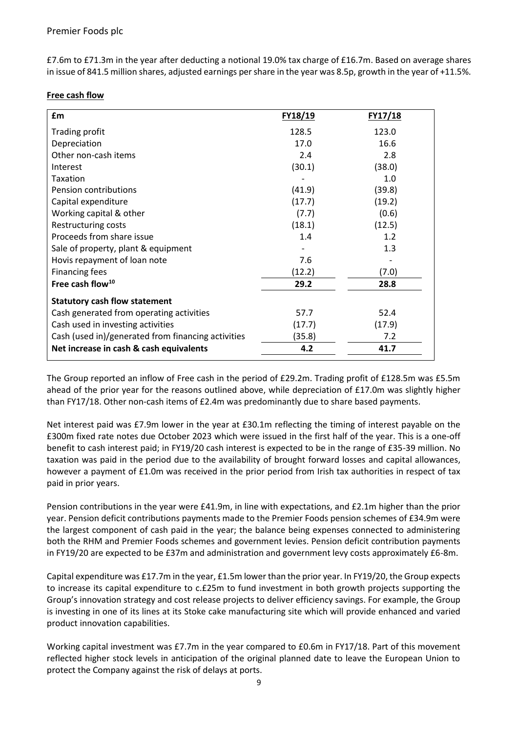£7.6m to £71.3m in the year after deducting a notional 19.0% tax charge of £16.7m. Based on average shares in issue of 841.5 million shares, adjusted earnings per share in the year was 8.5p, growth in the year of +11.5%.

**Free cash flow**

| £m | FY18/19 | FY17/18 |
|---|---|---|
| Trading profit | 128.5 | 123.0 |
| Depreciation | 17.0 | 16.6 |
| Other non-cash items | 2.4 | 2.8 |
| Interest | (30.1) | (38.0) |
| Taxation | - | 1.0 |
| Pension contributions | (41.9) | (39.8) |
| Capital expenditure | (17.7) | (19.2) |
| Working capital & other | (7.7) | (0.6) |
| Restructuring costs | (18.1) | (12.5) |
| Proceeds from share issue | 1.4 | 1.2 |
| Sale of property, plant & equipment | - | 1.3 |
| Hovis repayment of loan note | 7.6 | - |
| Financing fees | (12.2) | (7.0) |
| **Free cash flow[10]** | **29.2** | **28.8** |
| **Statutory cash flow statement** | | |
| Cash generated from operating activities | 57.7 | 52.4 |
| Cash used in investing activities | (17.7) | (17.9) |
| Cash (used in)/generated from financing activities | (35.8) | 7.2 |
| **Net increase in cash & cash equivalents** | **4.2** | **41.7** |

The Group reported an inflow of Free cash in the period of £29.2m. Trading profit of £128.5m was £5.5m ahead of the prior year for the reasons outlined above, while depreciation of £17.0m was slightly higher than FY17/18. Other non-cash items of £2.4m was predominantly due to share based payments.

Net interest paid was £7.9m lower in the year at £30.1m reflecting the timing of interest payable on the £300m fixed rate notes due October 2023 which were issued in the first half of the year. This is a one-off benefit to cash interest paid; in FY19/20 cash interest is expected to be in the range of £35-39 million. No taxation was paid in the period due to the availability of brought forward losses and capital allowances, however a payment of £1.0m was received in the prior period from Irish tax authorities in respect of tax paid in prior years.

Pension contributions in the year were £41.9m, in line with expectations, and £2.1m higher than the prior year. Pension deficit contributions payments made to the Premier Foods pension schemes of £34.9m were the largest component of cash paid in the year; the balance being expenses connected to administering both the RHM and Premier Foods schemes and government levies. Pension deficit contribution payments in FY19/20 are expected to be £37m and administration and government levy costs approximately £6-8m.

Capital expenditure was £17.7m in the year, £1.5m lower than the prior year. In FY19/20, the Group expects to increase its capital expenditure to c.£25m to fund investment in both growth projects supporting the Group's innovation strategy and cost release projects to deliver efficiency savings. For example, the Group is investing in one of its lines at its Stoke cake manufacturing site which will provide enhanced and varied product innovation capabilities.

Working capital investment was £7.7m in the year compared to £0.6m in FY17/18. Part of this movement reflected higher stock levels in anticipation of the original planned date to leave the European Union to protect the Company against the risk of delays at ports.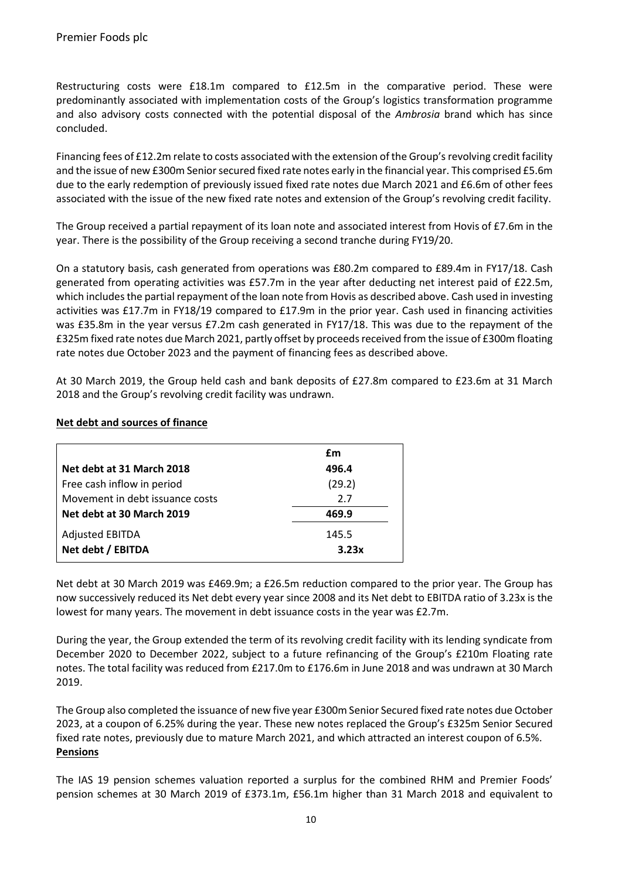Restructuring costs were £18.1m compared to £12.5m in the comparative period. These were predominantly associated with implementation costs of the Group's logistics transformation programme and also advisory costs connected with the potential disposal of the *Ambrosia* brand which has since concluded.

Financing fees of £12.2m relate to costs associated with the extension of the Group's revolving credit facility and the issue of new £300m Senior secured fixed rate notes early in the financial year. This comprised £5.6m due to the early redemption of previously issued fixed rate notes due March 2021 and £6.6m of other fees associated with the issue of the new fixed rate notes and extension of the Group's revolving credit facility.

The Group received a partial repayment of its loan note and associated interest from Hovis of £7.6m in the year. There is the possibility of the Group receiving a second tranche during FY19/20.

On a statutory basis, cash generated from operations was £80.2m compared to £89.4m in FY17/18. Cash generated from operating activities was £57.7m in the year after deducting net interest paid of £22.5m, which includes the partial repayment of the loan note from Hovis as described above. Cash used in investing activities was £17.7m in FY18/19 compared to £17.9m in the prior year. Cash used in financing activities was £35.8m in the year versus £7.2m cash generated in FY17/18. This was due to the repayment of the £325m fixed rate notes due March 2021, partly offset by proceeds received from the issue of £300m floating rate notes due October 2023 and the payment of financing fees as described above.

At 30 March 2019, the Group held cash and bank deposits of £27.8m compared to £23.6m at 31 March 2018 and the Group's revolving credit facility was undrawn.

**Net debt and sources of finance**

| | £m |
|---|---|
| **Net debt at 31 March 2018** | **496.4** |
| Free cash inflow in period | (29.2) |
| Movement in debt issuance costs | 2.7 |
| **Net debt at 30 March 2019** | **469.9** |
| Adjusted EBITDA | 145.5 |
| **Net debt / EBITDA** | **3.23x** |

Net debt at 30 March 2019 was £469.9m; a £26.5m reduction compared to the prior year. The Group has now successively reduced its Net debt every year since 2008 and its Net debt to EBITDA ratio of 3.23x is the lowest for many years. The movement in debt issuance costs in the year was £2.7m.

During the year, the Group extended the term of its revolving credit facility with its lending syndicate from December 2020 to December 2022, subject to a future refinancing of the Group's £210m Floating rate notes. The total facility was reduced from £217.0m to £176.6m in June 2018 and was undrawn at 30 March 2019.

The Group also completed the issuance of new five year £300m Senior Secured fixed rate notes due October 2023, at a coupon of 6.25% during the year. These new notes replaced the Group's £325m Senior Secured fixed rate notes, previously due to mature March 2021, and which attracted an interest coupon of 6.5%.

**Pensions**

The IAS 19 pension schemes valuation reported a surplus for the combined RHM and Premier Foods' pension schemes at 30 March 2019 of £373.1m, £56.1m higher than 31 March 2018 and equivalent to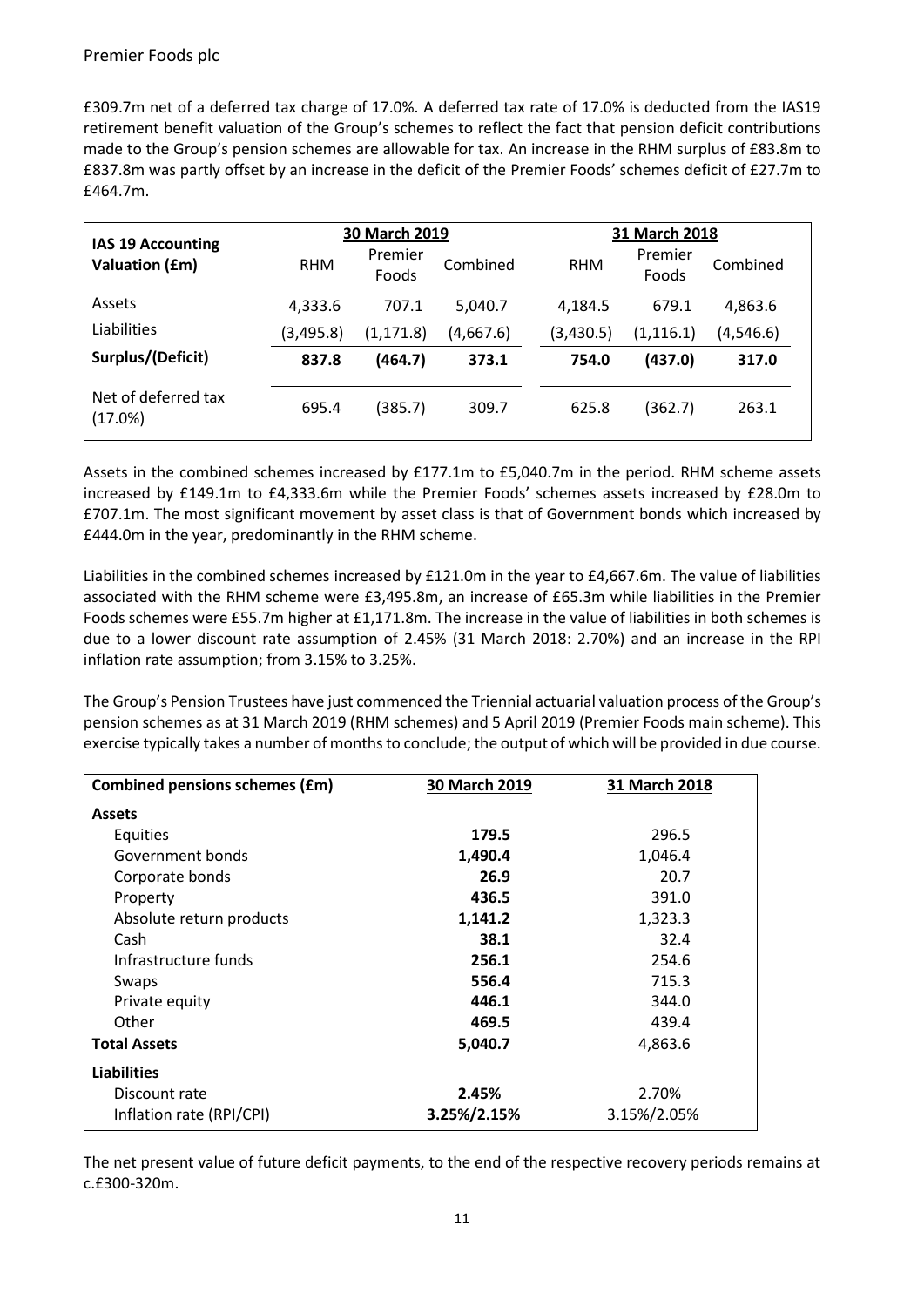£309.7m net of a deferred tax charge of 17.0%. A deferred tax rate of 17.0% is deducted from the IAS19 retirement benefit valuation of the Group's schemes to reflect the fact that pension deficit contributions made to the Group's pension schemes are allowable for tax. An increase in the RHM surplus of £83.8m to £837.8m was partly offset by an increase in the deficit of the Premier Foods' schemes deficit of £27.7m to £464.7m.

| IAS 19 Accounting Valuation (£m) | 30 March 2019 | | | 31 March 2018 | | |
|---|---|---|---|---|---|---|
| | RHM | Premier Foods | Combined | RHM | Premier Foods | Combined |
| Assets | 4,333.6 | 707.1 | 5,040.7 | 4,184.5 | 679.1 | 4,863.6 |
| Liabilities | (3,495.8) | (1,171.8) | (4,667.6) | (3,430.5) | (1,116.1) | (4,546.6) |
| **Surplus/(Deficit)** | **837.8** | **(464.7)** | **373.1** | **754.0** | **(437.0)** | **317.0** |
| Net of deferred tax (17.0%) | 695.4 | (385.7) | 309.7 | 625.8 | (362.7) | 263.1 |

Assets in the combined schemes increased by £177.1m to £5,040.7m in the period. RHM scheme assets increased by £149.1m to £4,333.6m while the Premier Foods' schemes assets increased by £28.0m to £707.1m. The most significant movement by asset class is that of Government bonds which increased by £444.0m in the year, predominantly in the RHM scheme.

Liabilities in the combined schemes increased by £121.0m in the year to £4,667.6m. The value of liabilities associated with the RHM scheme were £3,495.8m, an increase of £65.3m while liabilities in the Premier Foods schemes were £55.7m higher at £1,171.8m. The increase in the value of liabilities in both schemes is due to a lower discount rate assumption of 2.45% (31 March 2018: 2.70%) and an increase in the RPI inflation rate assumption; from 3.15% to 3.25%.

The Group's Pension Trustees have just commenced the Triennial actuarial valuation process of the Group's pension schemes as at 31 March 2019 (RHM schemes) and 5 April 2019 (Premier Foods main scheme). This exercise typically takes a number of months to conclude; the output of which will be provided in due course.

| Combined pensions schemes (£m) | 30 March 2019 | 31 March 2018 |
|---|---|---|
| **Assets** | | |
| Equities | **179.5** | 296.5 |
| Government bonds | **1,490.4** | 1,046.4 |
| Corporate bonds | **26.9** | 20.7 |
| Property | **436.5** | 391.0 |
| Absolute return products | **1,141.2** | 1,323.3 |
| Cash | **38.1** | 32.4 |
| Infrastructure funds | **256.1** | 254.6 |
| Swaps | **556.4** | 715.3 |
| Private equity | **446.1** | 344.0 |
| Other | **469.5** | 439.4 |
| **Total Assets** | **5,040.7** | 4,863.6 |
| **Liabilities** | | |
| Discount rate | **2.45%** | 2.70% |
| Inflation rate (RPI/CPI) | **3.25%/2.15%** | 3.15%/2.05% |

The net present value of future deficit payments, to the end of the respective recovery periods remains at c.£300-320m.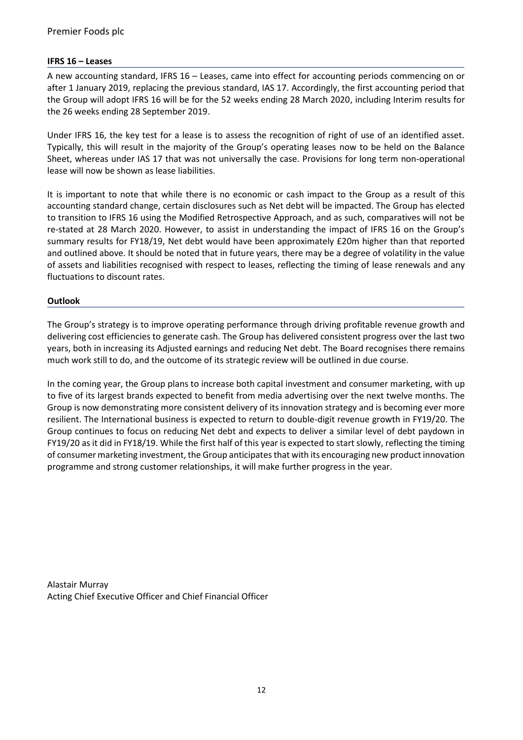**IFRS 16 – Leases**

A new accounting standard, IFRS 16 – Leases, came into effect for accounting periods commencing on or after 1 January 2019, replacing the previous standard, IAS 17. Accordingly, the first accounting period that the Group will adopt IFRS 16 will be for the 52 weeks ending 28 March 2020, including Interim results for the 26 weeks ending 28 September 2019.

Under IFRS 16, the key test for a lease is to assess the recognition of right of use of an identified asset. Typically, this will result in the majority of the Group's operating leases now to be held on the Balance Sheet, whereas under IAS 17 that was not universally the case. Provisions for long term non-operational lease will now be shown as lease liabilities.

It is important to note that while there is no economic or cash impact to the Group as a result of this accounting standard change, certain disclosures such as Net debt will be impacted. The Group has elected to transition to IFRS 16 using the Modified Retrospective Approach, and as such, comparatives will not be re-stated at 28 March 2020. However, to assist in understanding the impact of IFRS 16 on the Group's summary results for FY18/19, Net debt would have been approximately £20m higher than that reported and outlined above. It should be noted that in future years, there may be a degree of volatility in the value of assets and liabilities recognised with respect to leases, reflecting the timing of lease renewals and any fluctuations to discount rates.

**Outlook**

The Group's strategy is to improve operating performance through driving profitable revenue growth and delivering cost efficiencies to generate cash. The Group has delivered consistent progress over the last two years, both in increasing its Adjusted earnings and reducing Net debt. The Board recognises there remains much work still to do, and the outcome of its strategic review will be outlined in due course.

In the coming year, the Group plans to increase both capital investment and consumer marketing, with up to five of its largest brands expected to benefit from media advertising over the next twelve months. The Group is now demonstrating more consistent delivery of its innovation strategy and is becoming ever more resilient. The International business is expected to return to double-digit revenue growth in FY19/20. The Group continues to focus on reducing Net debt and expects to deliver a similar level of debt paydown in FY19/20 as it did in FY18/19. While the first half of this year is expected to start slowly, reflecting the timing of consumer marketing investment, the Group anticipates that with its encouraging new product innovation programme and strong customer relationships, it will make further progress in the year.

Alastair Murray
Acting Chief Executive Officer and Chief Financial Officer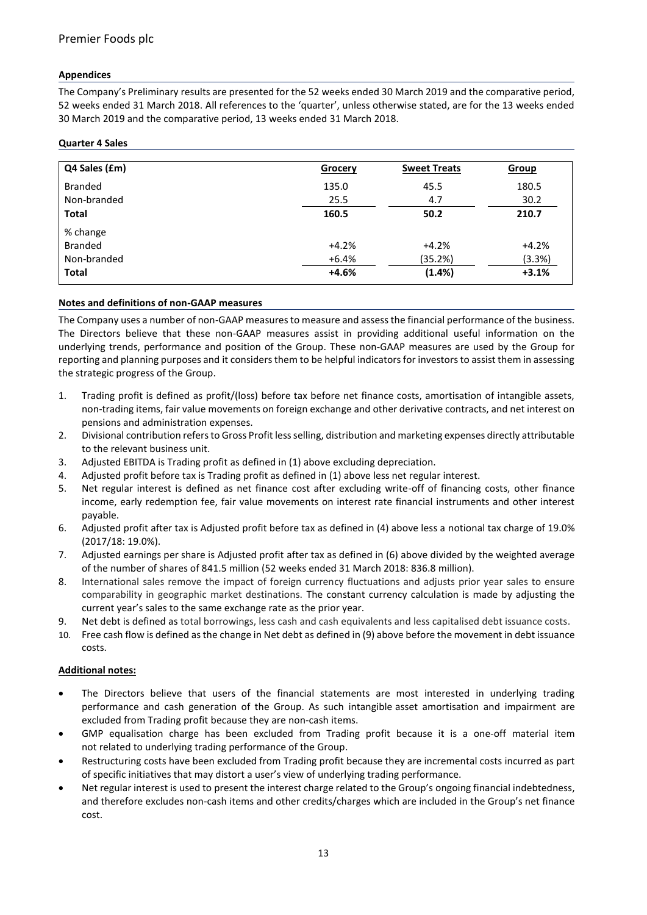### Appendices

The Company's Preliminary results are presented for the 52 weeks ended 30 March 2019 and the comparative period, 52 weeks ended 31 March 2018. All references to the 'quarter', unless otherwise stated, are for the 13 weeks ended 30 March 2019 and the comparative period, 13 weeks ended 31 March 2018.

### Quarter 4 Sales

| Q4 Sales (£m) | Grocery | Sweet Treats | Group |
|---|---|---|---|
| Branded | 135.0 | 45.5 | 180.5 |
| Non-branded | 25.5 | 4.7 | 30.2 |
| **Total** | **160.5** | **50.2** | **210.7** |
| % change | | | |
| Branded | +4.2% | +4.2% | +4.2% |
| Non-branded | +6.4% | (35.2%) | (3.3%) |
| **Total** | **+4.6%** | **(1.4%)** | **+3.1%** |

### Notes and definitions of non-GAAP measures

The Company uses a number of non-GAAP measures to measure and assess the financial performance of the business. The Directors believe that these non-GAAP measures assist in providing additional useful information on the underlying trends, performance and position of the Group. These non-GAAP measures are used by the Group for reporting and planning purposes and it considers them to be helpful indicators for investors to assist them in assessing the strategic progress of the Group.

1. Trading profit is defined as profit/(loss) before tax before net finance costs, amortisation of intangible assets, non-trading items, fair value movements on foreign exchange and other derivative contracts, and net interest on pensions and administration expenses.
2. Divisional contribution refers to Gross Profit less selling, distribution and marketing expenses directly attributable to the relevant business unit.
3. Adjusted EBITDA is Trading profit as defined in (1) above excluding depreciation.
4. Adjusted profit before tax is Trading profit as defined in (1) above less net regular interest.
5. Net regular interest is defined as net finance cost after excluding write-off of financing costs, other finance income, early redemption fee, fair value movements on interest rate financial instruments and other interest payable.
6. Adjusted profit after tax is Adjusted profit before tax as defined in (4) above less a notional tax charge of 19.0% (2017/18: 19.0%).
7. Adjusted earnings per share is Adjusted profit after tax as defined in (6) above divided by the weighted average of the number of shares of 841.5 million (52 weeks ended 31 March 2018: 836.8 million).
8. International sales remove the impact of foreign currency fluctuations and adjusts prior year sales to ensure comparability in geographic market destinations. The constant currency calculation is made by adjusting the current year's sales to the same exchange rate as the prior year.
9. Net debt is defined as total borrowings, less cash and cash equivalents and less capitalised debt issuance costs.
10. Free cash flow is defined as the change in Net debt as defined in (9) above before the movement in debt issuance costs.

### Additional notes:

- The Directors believe that users of the financial statements are most interested in underlying trading performance and cash generation of the Group. As such intangible asset amortisation and impairment are excluded from Trading profit because they are non-cash items.
- GMP equalisation charge has been excluded from Trading profit because it is a one-off material item not related to underlying trading performance of the Group.
- Restructuring costs have been excluded from Trading profit because they are incremental costs incurred as part of specific initiatives that may distort a user's view of underlying trading performance.
- Net regular interest is used to present the interest charge related to the Group's ongoing financial indebtedness, and therefore excludes non-cash items and other credits/charges which are included in the Group's net finance cost.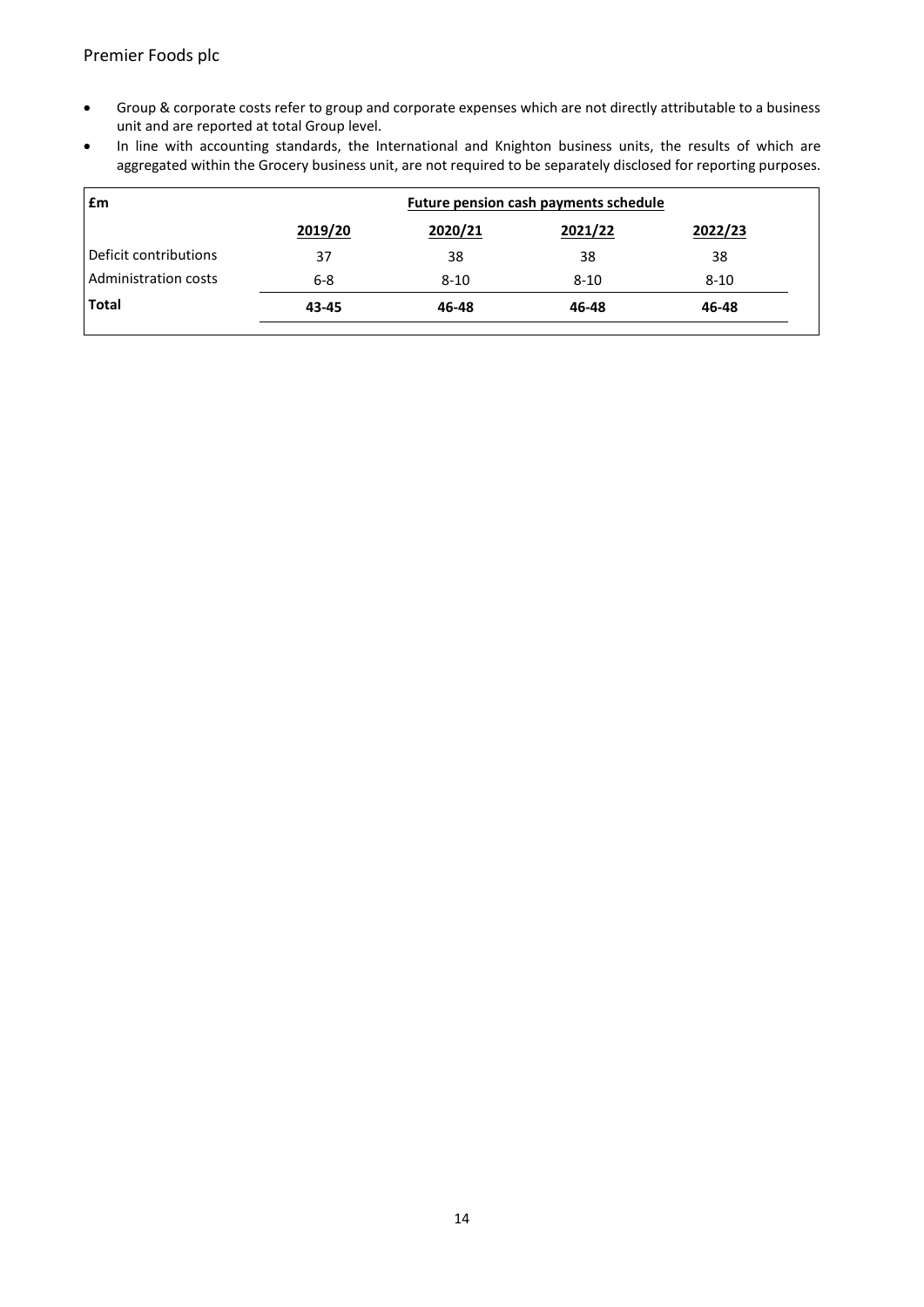- Group & corporate costs refer to group and corporate expenses which are not directly attributable to a business unit and are reported at total Group level.
- In line with accounting standards, the International and Knighton business units, the results of which are aggregated within the Grocery business unit, are not required to be separately disclosed for reporting purposes.

| £m | Future pension cash payments schedule | | | |
|---|---|---|---|---|
| | 2019/20 | 2020/21 | 2021/22 | 2022/23 |
| Deficit contributions | 37 | 38 | 38 | 38 |
| Administration costs | 6-8 | 8-10 | 8-10 | 8-10 |
| **Total** | **43-45** | **46-48** | **46-48** | **46-48** |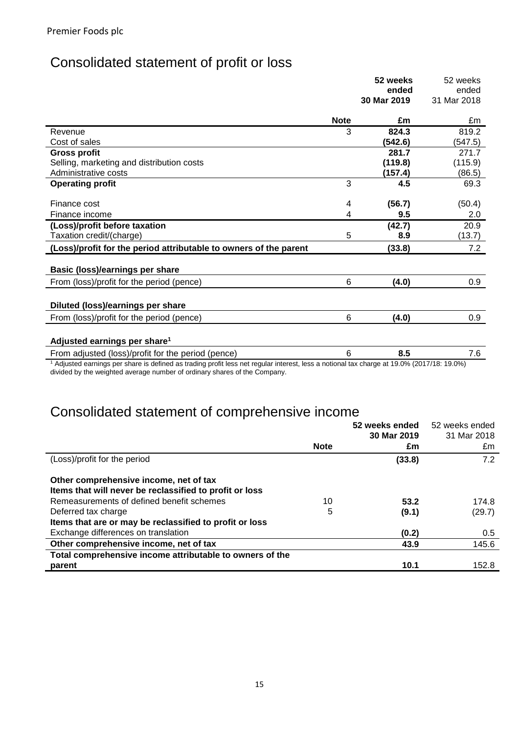Premier Foods plc

# Consolidated statement of profit or loss

| | Note | **52 weeks ended 30 Mar 2019 £m** | 52 weeks ended 31 Mar 2018 £m |
|---|---|---|---|
| Revenue | 3 | **824.3** | 819.2 |
| Cost of sales | | **(542.6)** | (547.5) |
| **Gross profit** | | **281.7** | 271.7 |
| Selling, marketing and distribution costs | | **(119.8)** | (115.9) |
| Administrative costs | | **(157.4)** | (86.5) |
| **Operating profit** | 3 | **4.5** | 69.3 |
| Finance cost | 4 | **(56.7)** | (50.4) |
| Finance income | 4 | **9.5** | 2.0 |
| **(Loss)/profit before taxation** | | **(42.7)** | 20.9 |
| Taxation credit/(charge) | 5 | **8.9** | (13.7) |
| **(Loss)/profit for the period attributable to owners of the parent** | | **(33.8)** | 7.2 |
| **Basic (loss)/earnings per share** | | | |
| From (loss)/profit for the period (pence) | 6 | **(4.0)** | 0.9 |
| **Diluted (loss)/earnings per share** | | | |
| From (loss)/profit for the period (pence) | 6 | **(4.0)** | 0.9 |
| **Adjusted earnings per share[1]** | | | |
| From adjusted (loss)/profit for the period (pence) | 6 | **8.5** | 7.6 |

[1] Adjusted earnings per share is defined as trading profit less net regular interest, less a notional tax charge at 19.0% (2017/18: 19.0%) divided by the weighted average number of ordinary shares of the Company.

# Consolidated statement of comprehensive income

| | Note | **52 weeks ended 30 Mar 2019 £m** | 52 weeks ended 31 Mar 2018 £m |
|---|---|---|---|
| (Loss)/profit for the period | | **(33.8)** | 7.2 |
| **Other comprehensive income, net of tax** | | | |
| **Items that will never be reclassified to profit or loss** | | | |
| Remeasurements of defined benefit schemes | 10 | **53.2** | 174.8 |
| Deferred tax charge | 5 | **(9.1)** | (29.7) |
| **Items that are or may be reclassified to profit or loss** | | | |
| Exchange differences on translation | | **(0.2)** | 0.5 |
| **Other comprehensive income, net of tax** | | **43.9** | 145.6 |
| **Total comprehensive income attributable to owners of the parent** | | **10.1** | 152.8 |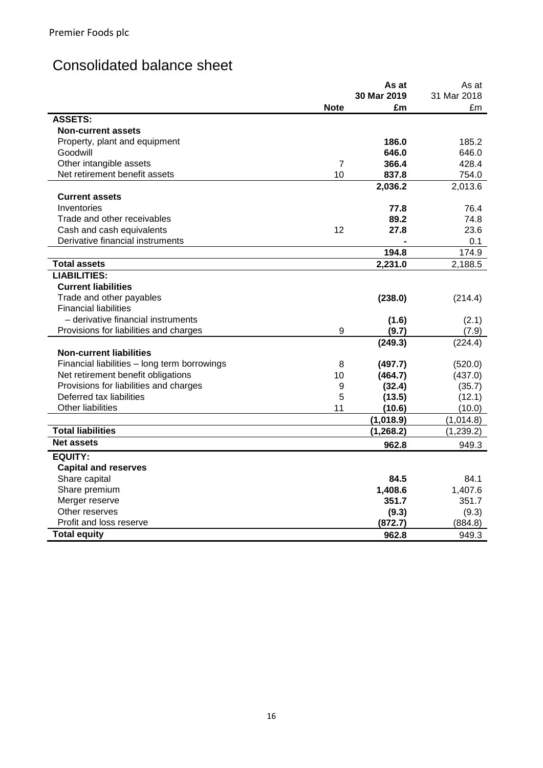Premier Foods plc

# Consolidated balance sheet

| | Note | As at 30 Mar 2019 £m | As at 31 Mar 2018 £m |
|---|---|---|---|
| **ASSETS:** | | | |
| **Non-current assets** | | | |
| Property, plant and equipment | | **186.0** | 185.2 |
| Goodwill | | **646.0** | 646.0 |
| Other intangible assets | 7 | **366.4** | 428.4 |
| Net retirement benefit assets | 10 | **837.8** | 754.0 |
| | | **2,036.2** | 2,013.6 |
| **Current assets** | | | |
| Inventories | | **77.8** | 76.4 |
| Trade and other receivables | | **89.2** | 74.8 |
| Cash and cash equivalents | 12 | **27.8** | 23.6 |
| Derivative financial instruments | | **-** | 0.1 |
| | | **194.8** | 174.9 |
| **Total assets** | | **2,231.0** | 2,188.5 |
| **LIABILITIES:** | | | |
| **Current liabilities** | | | |
| Trade and other payables | | **(238.0)** | (214.4) |
| Financial liabilities | | | |
| – derivative financial instruments | | **(1.6)** | (2.1) |
| Provisions for liabilities and charges | 9 | **(9.7)** | (7.9) |
| | | **(249.3)** | (224.4) |
| **Non-current liabilities** | | | |
| Financial liabilities – long term borrowings | 8 | **(497.7)** | (520.0) |
| Net retirement benefit obligations | 10 | **(464.7)** | (437.0) |
| Provisions for liabilities and charges | 9 | **(32.4)** | (35.7) |
| Deferred tax liabilities | 5 | **(13.5)** | (12.1) |
| Other liabilities | 11 | **(10.6)** | (10.0) |
| | | **(1,018.9)** | (1,014.8) |
| **Total liabilities** | | **(1,268.2)** | (1,239.2) |
| **Net assets** | | **962.8** | 949.3 |
| **EQUITY:** | | | |
| **Capital and reserves** | | | |
| Share capital | | **84.5** | 84.1 |
| Share premium | | **1,408.6** | 1,407.6 |
| Merger reserve | | **351.7** | 351.7 |
| Other reserves | | **(9.3)** | (9.3) |
| Profit and loss reserve | | **(872.7)** | (884.8) |
| **Total equity** | | **962.8** | 949.3 |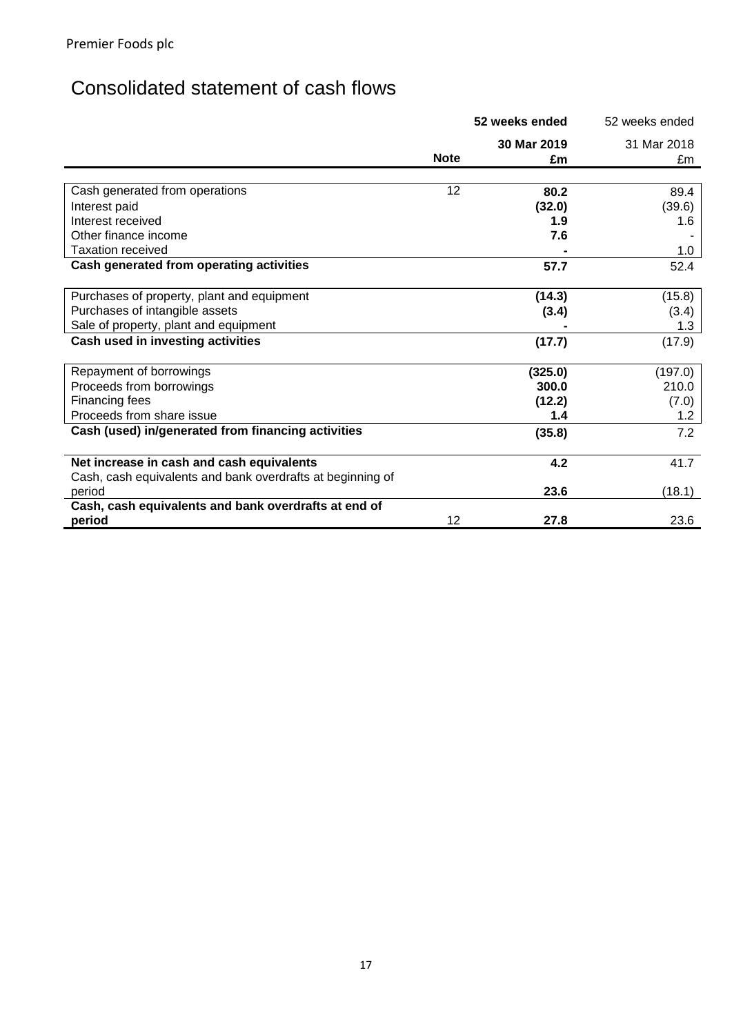Premier Foods plc

# Consolidated statement of cash flows

| | Note | 52 weeks ended 30 Mar 2019 £m | 52 weeks ended 31 Mar 2018 £m |
|---|---|---|---|
| Cash generated from operations | 12 | **80.2** | 89.4 |
| Interest paid | | **(32.0)** | (39.6) |
| Interest received | | **1.9** | 1.6 |
| Other finance income | | **7.6** | - |
| Taxation received | | **-** | 1.0 |
| **Cash generated from operating activities** | | **57.7** | 52.4 |
| Purchases of property, plant and equipment | | **(14.3)** | (15.8) |
| Purchases of intangible assets | | **(3.4)** | (3.4) |
| Sale of property, plant and equipment | | **-** | 1.3 |
| **Cash used in investing activities** | | **(17.7)** | (17.9) |
| Repayment of borrowings | | **(325.0)** | (197.0) |
| Proceeds from borrowings | | **300.0** | 210.0 |
| Financing fees | | **(12.2)** | (7.0) |
| Proceeds from share issue | | **1.4** | 1.2 |
| **Cash (used) in/generated from financing activities** | | **(35.8)** | 7.2 |
| **Net increase in cash and cash equivalents** | | **4.2** | 41.7 |
| Cash, cash equivalents and bank overdrafts at beginning of period | | **23.6** | (18.1) |
| **Cash, cash equivalents and bank overdrafts at end of period** | 12 | **27.8** | 23.6 |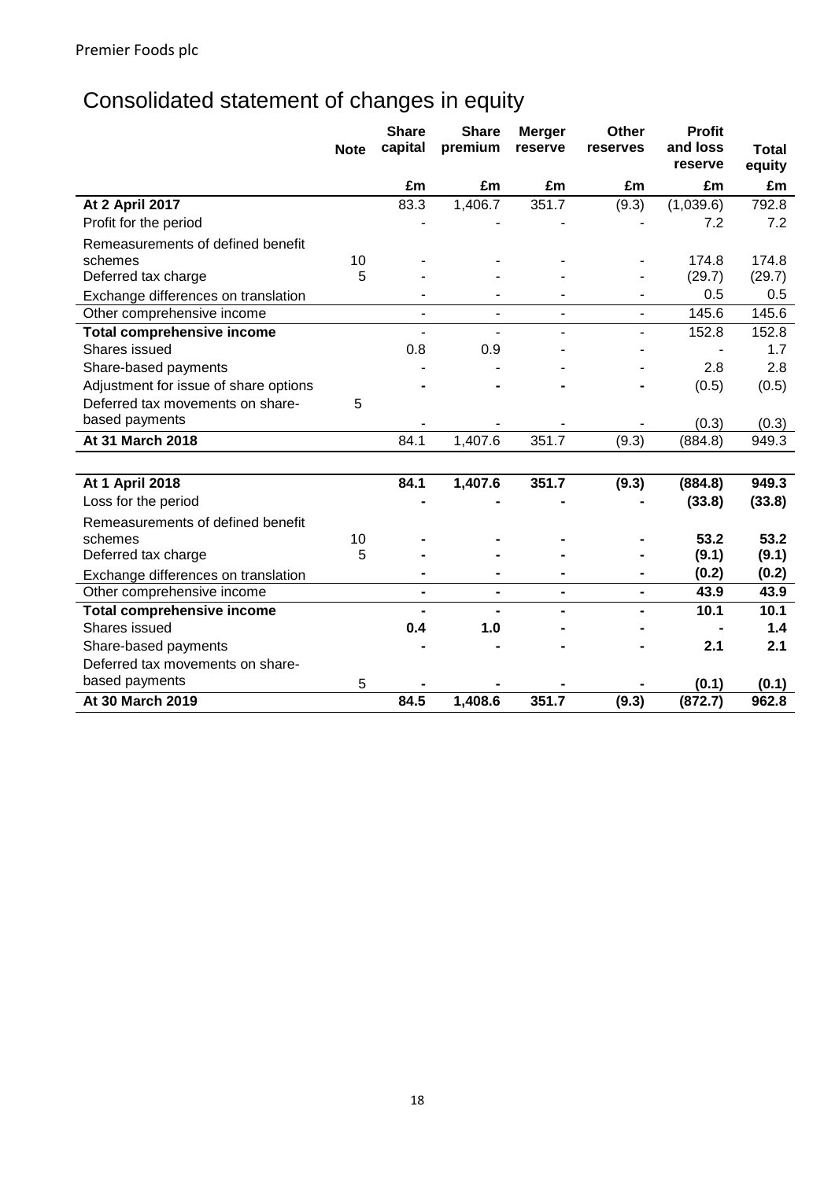Premier Foods plc

# Consolidated statement of changes in equity

| | Note | Share capital | Share premium | Merger reserve | Other reserves | Profit and loss reserve | Total equity |
|---|---|---|---|---|---|---|---|
| | | £m | £m | £m | £m | £m | £m |
| **At 2 April 2017** | | 83.3 | 1,406.7 | 351.7 | (9.3) | (1,039.6) | 792.8 |
| Profit for the period | | - | - | - | - | 7.2 | 7.2 |
| Remeasurements of defined benefit schemes | 10 | - | - | - | - | 174.8 | 174.8 |
| Deferred tax charge | 5 | - | - | - | - | (29.7) | (29.7) |
| Exchange differences on translation | | - | - | - | - | 0.5 | 0.5 |
| Other comprehensive income | | - | - | - | - | 145.6 | 145.6 |
| **Total comprehensive income** | | - | - | - | - | 152.8 | 152.8 |
| Shares issued | | 0.8 | 0.9 | - | - | - | 1.7 |
| Share-based payments | | - | - | - | - | 2.8 | 2.8 |
| Adjustment for issue of share options | | - | - | - | - | (0.5) | (0.5) |
| Deferred tax movements on share-based payments | 5 | - | - | - | - | (0.3) | (0.3) |
| **At 31 March 2018** | | 84.1 | 1,407.6 | 351.7 | (9.3) | (884.8) | 949.3 |
| | | | | | | | |
| **At 1 April 2018** | | **84.1** | **1,407.6** | **351.7** | **(9.3)** | **(884.8)** | **949.3** |
| Loss for the period | | **-** | **-** | **-** | **-** | **(33.8)** | **(33.8)** |
| Remeasurements of defined benefit schemes | 10 | **-** | **-** | **-** | **-** | **53.2** | **53.2** |
| Deferred tax charge | 5 | **-** | **-** | **-** | **-** | **(9.1)** | **(9.1)** |
| Exchange differences on translation | | **-** | **-** | **-** | **-** | **(0.2)** | **(0.2)** |
| Other comprehensive income | | **-** | **-** | **-** | **-** | **43.9** | **43.9** |
| **Total comprehensive income** | | **-** | **-** | **-** | **-** | **10.1** | **10.1** |
| Shares issued | | **0.4** | **1.0** | **-** | **-** | **-** | **1.4** |
| Share-based payments | | **-** | **-** | **-** | **-** | **2.1** | **2.1** |
| Deferred tax movements on share-based payments | 5 | **-** | **-** | **-** | **-** | **(0.1)** | **(0.1)** |
| **At 30 March 2019** | | **84.5** | **1,408.6** | **351.7** | **(9.3)** | **(872.7)** | **962.8** |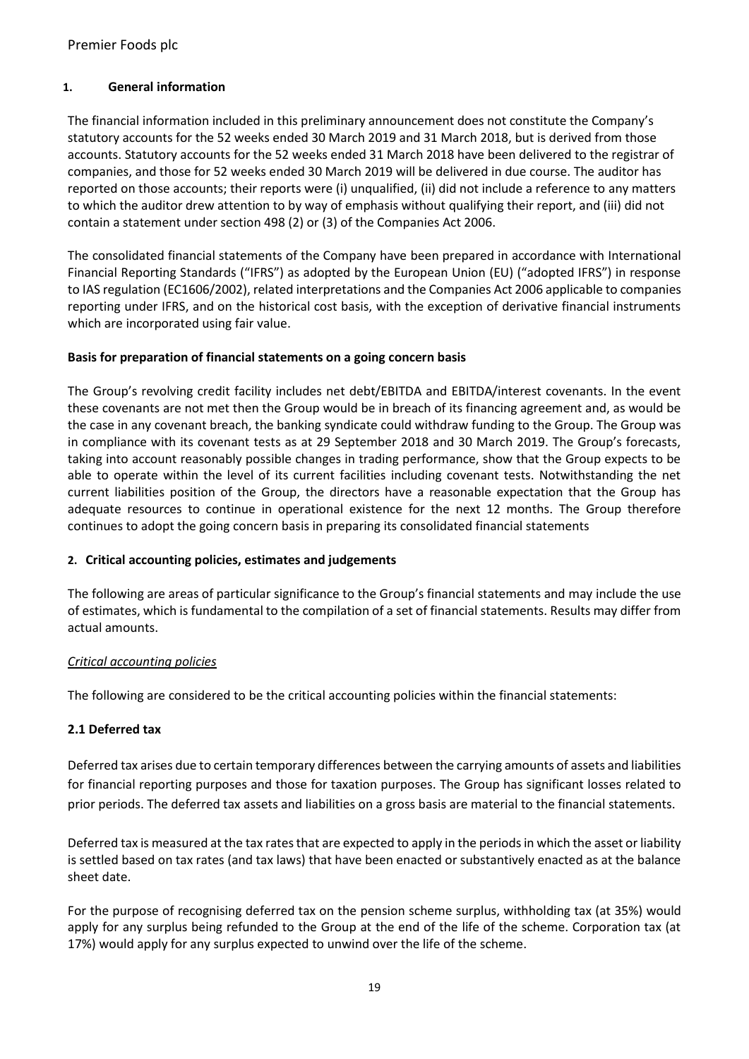## 1. General information

The financial information included in this preliminary announcement does not constitute the Company's statutory accounts for the 52 weeks ended 30 March 2019 and 31 March 2018, but is derived from those accounts. Statutory accounts for the 52 weeks ended 31 March 2018 have been delivered to the registrar of companies, and those for 52 weeks ended 30 March 2019 will be delivered in due course. The auditor has reported on those accounts; their reports were (i) unqualified, (ii) did not include a reference to any matters to which the auditor drew attention to by way of emphasis without qualifying their report, and (iii) did not contain a statement under section 498 (2) or (3) of the Companies Act 2006.

The consolidated financial statements of the Company have been prepared in accordance with International Financial Reporting Standards ("IFRS") as adopted by the European Union (EU) ("adopted IFRS") in response to IAS regulation (EC1606/2002), related interpretations and the Companies Act 2006 applicable to companies reporting under IFRS, and on the historical cost basis, with the exception of derivative financial instruments which are incorporated using fair value.

### Basis for preparation of financial statements on a going concern basis

The Group's revolving credit facility includes net debt/EBITDA and EBITDA/interest covenants. In the event these covenants are not met then the Group would be in breach of its financing agreement and, as would be the case in any covenant breach, the banking syndicate could withdraw funding to the Group. The Group was in compliance with its covenant tests as at 29 September 2018 and 30 March 2019. The Group's forecasts, taking into account reasonably possible changes in trading performance, show that the Group expects to be able to operate within the level of its current facilities including covenant tests. Notwithstanding the net current liabilities position of the Group, the directors have a reasonable expectation that the Group has adequate resources to continue in operational existence for the next 12 months. The Group therefore continues to adopt the going concern basis in preparing its consolidated financial statements

## 2. Critical accounting policies, estimates and judgements

The following are areas of particular significance to the Group's financial statements and may include the use of estimates, which is fundamental to the compilation of a set of financial statements. Results may differ from actual amounts.

*Critical accounting policies*

The following are considered to be the critical accounting policies within the financial statements:

### 2.1 Deferred tax

Deferred tax arises due to certain temporary differences between the carrying amounts of assets and liabilities for financial reporting purposes and those for taxation purposes. The Group has significant losses related to prior periods. The deferred tax assets and liabilities on a gross basis are material to the financial statements.

Deferred tax is measured at the tax rates that are expected to apply in the periods in which the asset or liability is settled based on tax rates (and tax laws) that have been enacted or substantively enacted as at the balance sheet date.

For the purpose of recognising deferred tax on the pension scheme surplus, withholding tax (at 35%) would apply for any surplus being refunded to the Group at the end of the life of the scheme. Corporation tax (at 17%) would apply for any surplus expected to unwind over the life of the scheme.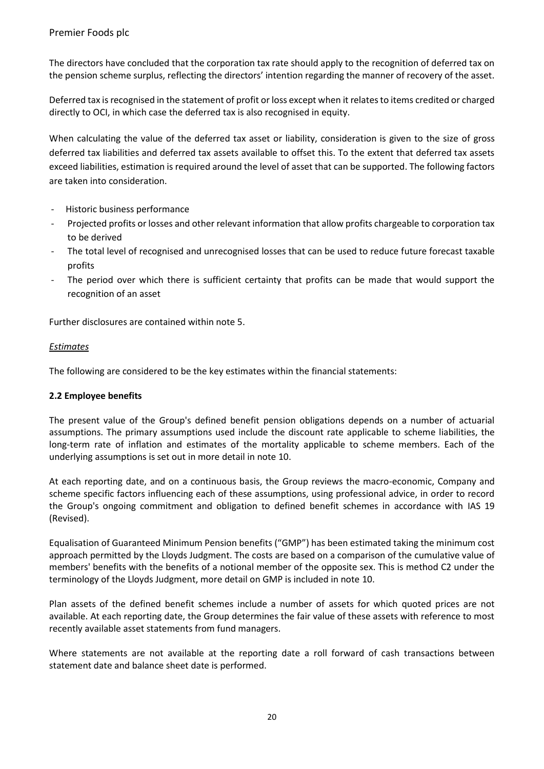The directors have concluded that the corporation tax rate should apply to the recognition of deferred tax on the pension scheme surplus, reflecting the directors' intention regarding the manner of recovery of the asset.

Deferred tax is recognised in the statement of profit or loss except when it relates to items credited or charged directly to OCI, in which case the deferred tax is also recognised in equity.

When calculating the value of the deferred tax asset or liability, consideration is given to the size of gross deferred tax liabilities and deferred tax assets available to offset this. To the extent that deferred tax assets exceed liabilities, estimation is required around the level of asset that can be supported. The following factors are taken into consideration.

- Historic business performance
- Projected profits or losses and other relevant information that allow profits chargeable to corporation tax to be derived
- The total level of recognised and unrecognised losses that can be used to reduce future forecast taxable profits
- The period over which there is sufficient certainty that profits can be made that would support the recognition of an asset

Further disclosures are contained within note 5.

*Estimates*

The following are considered to be the key estimates within the financial statements:

**2.2 Employee benefits**

The present value of the Group's defined benefit pension obligations depends on a number of actuarial assumptions. The primary assumptions used include the discount rate applicable to scheme liabilities, the long-term rate of inflation and estimates of the mortality applicable to scheme members. Each of the underlying assumptions is set out in more detail in note 10.

At each reporting date, and on a continuous basis, the Group reviews the macro-economic, Company and scheme specific factors influencing each of these assumptions, using professional advice, in order to record the Group's ongoing commitment and obligation to defined benefit schemes in accordance with IAS 19 (Revised).

Equalisation of Guaranteed Minimum Pension benefits ("GMP") has been estimated taking the minimum cost approach permitted by the Lloyds Judgment. The costs are based on a comparison of the cumulative value of members' benefits with the benefits of a notional member of the opposite sex. This is method C2 under the terminology of the Lloyds Judgment, more detail on GMP is included in note 10.

Plan assets of the defined benefit schemes include a number of assets for which quoted prices are not available. At each reporting date, the Group determines the fair value of these assets with reference to most recently available asset statements from fund managers.

Where statements are not available at the reporting date a roll forward of cash transactions between statement date and balance sheet date is performed.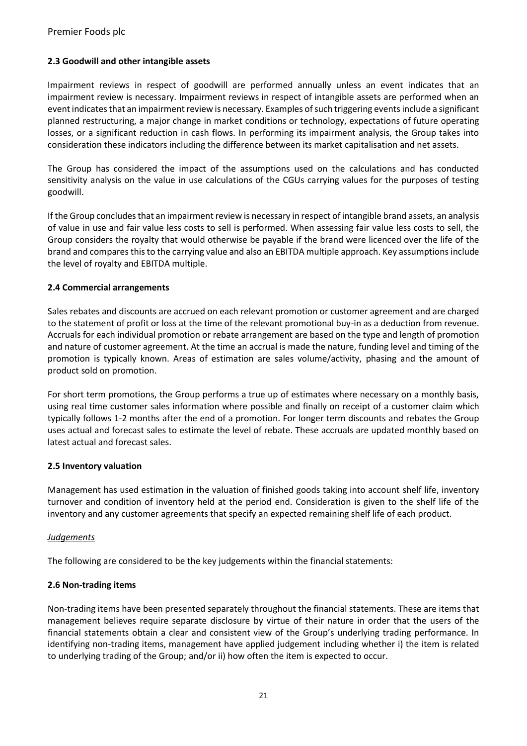### 2.3 Goodwill and other intangible assets

Impairment reviews in respect of goodwill are performed annually unless an event indicates that an impairment review is necessary. Impairment reviews in respect of intangible assets are performed when an event indicates that an impairment review is necessary. Examples of such triggering events include a significant planned restructuring, a major change in market conditions or technology, expectations of future operating losses, or a significant reduction in cash flows. In performing its impairment analysis, the Group takes into consideration these indicators including the difference between its market capitalisation and net assets.

The Group has considered the impact of the assumptions used on the calculations and has conducted sensitivity analysis on the value in use calculations of the CGUs carrying values for the purposes of testing goodwill.

If the Group concludes that an impairment review is necessary in respect of intangible brand assets, an analysis of value in use and fair value less costs to sell is performed. When assessing fair value less costs to sell, the Group considers the royalty that would otherwise be payable if the brand were licenced over the life of the brand and compares this to the carrying value and also an EBITDA multiple approach. Key assumptions include the level of royalty and EBITDA multiple.

### 2.4 Commercial arrangements

Sales rebates and discounts are accrued on each relevant promotion or customer agreement and are charged to the statement of profit or loss at the time of the relevant promotional buy-in as a deduction from revenue. Accruals for each individual promotion or rebate arrangement are based on the type and length of promotion and nature of customer agreement. At the time an accrual is made the nature, funding level and timing of the promotion is typically known. Areas of estimation are sales volume/activity, phasing and the amount of product sold on promotion.

For short term promotions, the Group performs a true up of estimates where necessary on a monthly basis, using real time customer sales information where possible and finally on receipt of a customer claim which typically follows 1-2 months after the end of a promotion. For longer term discounts and rebates the Group uses actual and forecast sales to estimate the level of rebate. These accruals are updated monthly based on latest actual and forecast sales.

### 2.5 Inventory valuation

Management has used estimation in the valuation of finished goods taking into account shelf life, inventory turnover and condition of inventory held at the period end. Consideration is given to the shelf life of the inventory and any customer agreements that specify an expected remaining shelf life of each product.

*Judgements*

The following are considered to be the key judgements within the financial statements:

### 2.6 Non-trading items

Non-trading items have been presented separately throughout the financial statements. These are items that management believes require separate disclosure by virtue of their nature in order that the users of the financial statements obtain a clear and consistent view of the Group's underlying trading performance. In identifying non-trading items, management have applied judgement including whether i) the item is related to underlying trading of the Group; and/or ii) how often the item is expected to occur.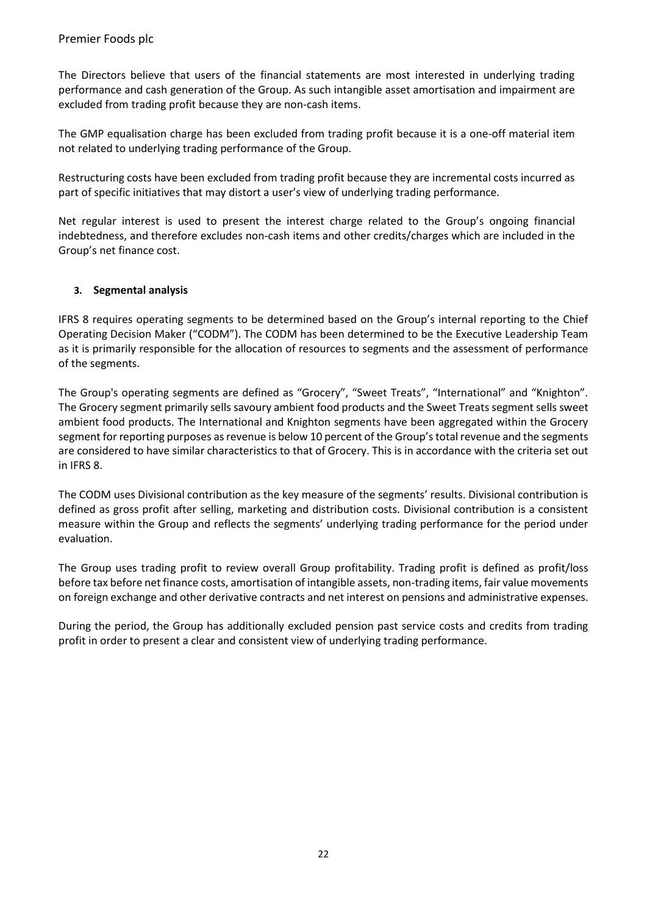The Directors believe that users of the financial statements are most interested in underlying trading performance and cash generation of the Group. As such intangible asset amortisation and impairment are excluded from trading profit because they are non-cash items.

The GMP equalisation charge has been excluded from trading profit because it is a one-off material item not related to underlying trading performance of the Group.

Restructuring costs have been excluded from trading profit because they are incremental costs incurred as part of specific initiatives that may distort a user's view of underlying trading performance.

Net regular interest is used to present the interest charge related to the Group's ongoing financial indebtedness, and therefore excludes non-cash items and other credits/charges which are included in the Group's net finance cost.

### 3. Segmental analysis

IFRS 8 requires operating segments to be determined based on the Group's internal reporting to the Chief Operating Decision Maker ("CODM"). The CODM has been determined to be the Executive Leadership Team as it is primarily responsible for the allocation of resources to segments and the assessment of performance of the segments.

The Group's operating segments are defined as "Grocery", "Sweet Treats", "International" and "Knighton". The Grocery segment primarily sells savoury ambient food products and the Sweet Treats segment sells sweet ambient food products. The International and Knighton segments have been aggregated within the Grocery segment for reporting purposes as revenue is below 10 percent of the Group's total revenue and the segments are considered to have similar characteristics to that of Grocery. This is in accordance with the criteria set out in IFRS 8.

The CODM uses Divisional contribution as the key measure of the segments' results. Divisional contribution is defined as gross profit after selling, marketing and distribution costs. Divisional contribution is a consistent measure within the Group and reflects the segments' underlying trading performance for the period under evaluation.

The Group uses trading profit to review overall Group profitability. Trading profit is defined as profit/loss before tax before net finance costs, amortisation of intangible assets, non-trading items, fair value movements on foreign exchange and other derivative contracts and net interest on pensions and administrative expenses.

During the period, the Group has additionally excluded pension past service costs and credits from trading profit in order to present a clear and consistent view of underlying trading performance.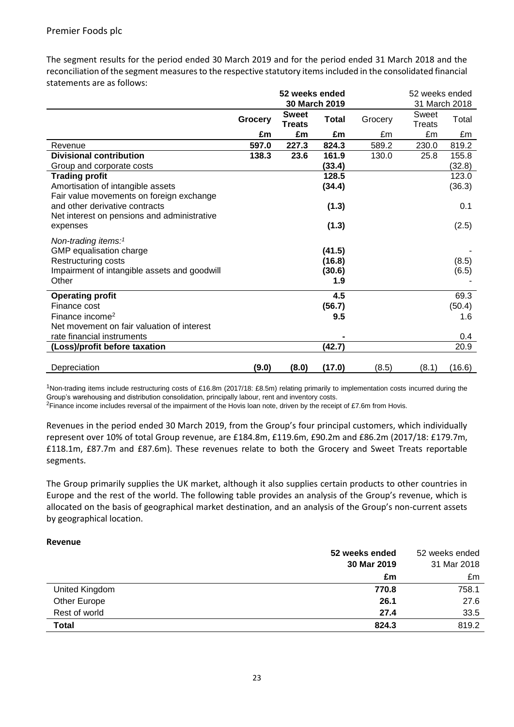The segment results for the period ended 30 March 2019 and for the period ended 31 March 2018 and the reconciliation of the segment measures to the respective statutory items included in the consolidated financial statements are as follows:

| | **52 weeks ended 30 March 2019** | | | 52 weeks ended 31 March 2018 | | |
|---|---|---|---|---|---|---|
| | **Grocery** | **Sweet Treats** | **Total** | Grocery | Sweet Treats | Total |
| | **£m** | **£m** | **£m** | £m | £m | £m |
| Revenue | **597.0** | **227.3** | **824.3** | 589.2 | 230.0 | 819.2 |
| **Divisional contribution** | **138.3** | **23.6** | **161.9** | 130.0 | 25.8 | 155.8 |
| Group and corporate costs | | | **(33.4)** | | | (32.8) |
| **Trading profit** | | | **128.5** | | | 123.0 |
| Amortisation of intangible assets | | | **(34.4)** | | | (36.3) |
| Fair value movements on foreign exchange and other derivative contracts | | | **(1.3)** | | | 0.1 |
| Net interest on pensions and administrative expenses | | | **(1.3)** | | | (2.5) |
| *Non-trading items:*[1] | | | | | | |
| GMP equalisation charge | | | **(41.5)** | | | - |
| Restructuring costs | | | **(16.8)** | | | (8.5) |
| Impairment of intangible assets and goodwill | | | **(30.6)** | | | (6.5) |
| Other | | | **1.9** | | | - |
| **Operating profit** | | | **4.5** | | | 69.3 |
| Finance cost | | | **(56.7)** | | | (50.4) |
| Finance income[2] | | | **9.5** | | | 1.6 |
| Net movement on fair valuation of interest rate financial instruments | | | **-** | | | 0.4 |
| **(Loss)/profit before taxation** | | | **(42.7)** | | | 20.9 |
| Depreciation | **(9.0)** | **(8.0)** | **(17.0)** | (8.5) | (8.1) | (16.6) |

[1]Non-trading items include restructuring costs of £16.8m (2017/18: £8.5m) relating primarily to implementation costs incurred during the Group's warehousing and distribution consolidation, principally labour, rent and inventory costs.

[2]Finance income includes reversal of the impairment of the Hovis loan note, driven by the receipt of £7.6m from Hovis.

Revenues in the period ended 30 March 2019, from the Group's four principal customers, which individually represent over 10% of total Group revenue, are £184.8m, £119.6m, £90.2m and £86.2m (2017/18: £179.7m, £118.1m, £87.7m and £87.6m). These revenues relate to both the Grocery and Sweet Treats reportable segments.

The Group primarily supplies the UK market, although it also supplies certain products to other countries in Europe and the rest of the world. The following table provides an analysis of the Group's revenue, which is allocated on the basis of geographical market destination, and an analysis of the Group's non-current assets by geographical location.

**Revenue**

| | **52 weeks ended 30 Mar 2019** | 52 weeks ended 31 Mar 2018 |
|---|---|---|
| | **£m** | £m |
| United Kingdom | **770.8** | 758.1 |
| Other Europe | **26.1** | 27.6 |
| Rest of world | **27.4** | 33.5 |
| **Total** | **824.3** | 819.2 |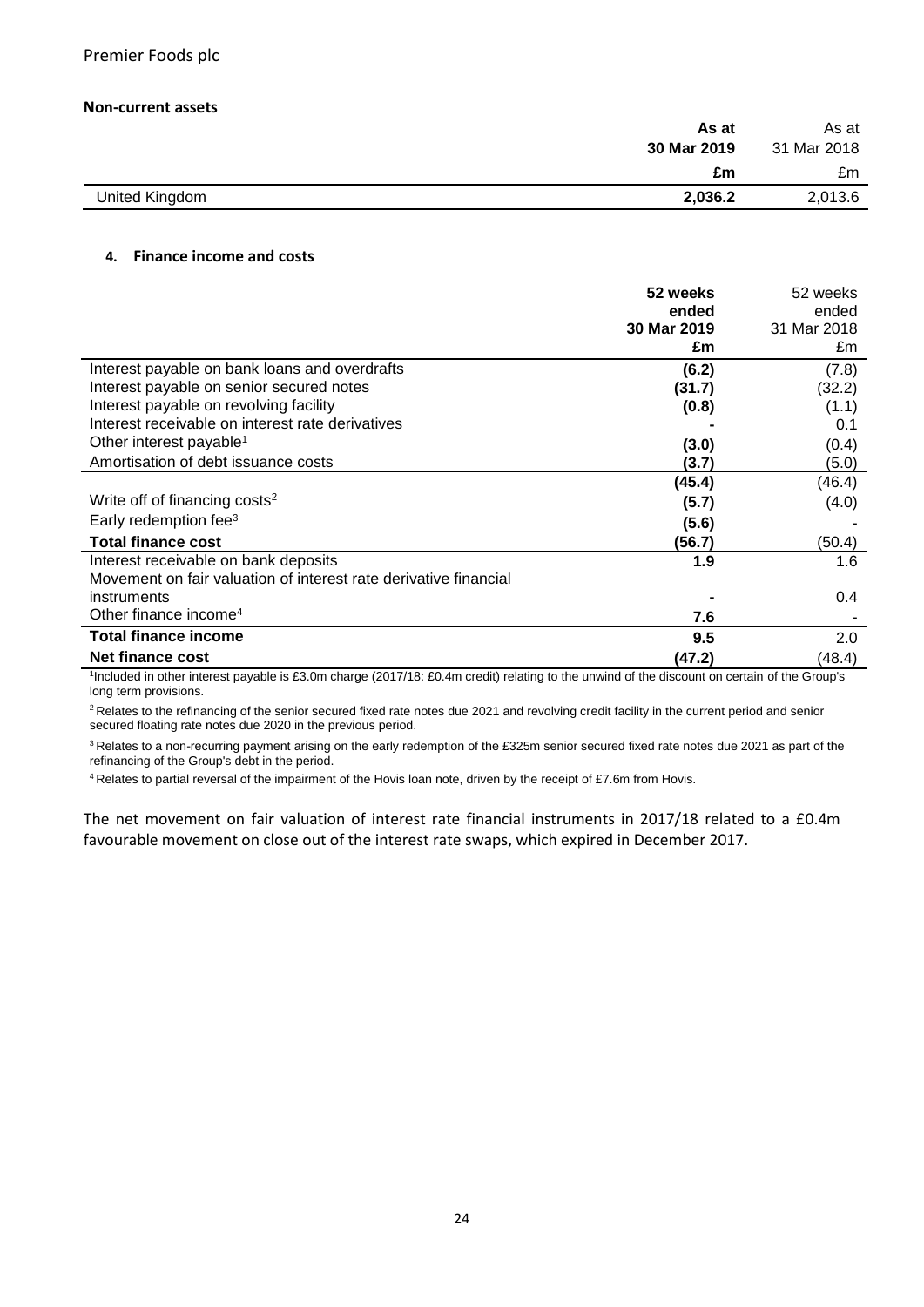**Non-current assets**

| | As at 30 Mar 2019 | As at 31 Mar 2018 |
|---|---|---|
| | £m | £m |
| United Kingdom | **2,036.2** | 2,013.6 |

**4. Finance income and costs**

| | 52 weeks ended 30 Mar 2019 £m | 52 weeks ended 31 Mar 2018 £m |
|---|---|---|
| Interest payable on bank loans and overdrafts | **(6.2)** | (7.8) |
| Interest payable on senior secured notes | **(31.7)** | (32.2) |
| Interest payable on revolving facility | **(0.8)** | (1.1) |
| Interest receivable on interest rate derivatives | **-** | 0.1 |
| Other interest payable[1] | **(3.0)** | (0.4) |
| Amortisation of debt issuance costs | **(3.7)** | (5.0) |
| | **(45.4)** | (46.4) |
| Write off of financing costs[2] | **(5.7)** | (4.0) |
| Early redemption fee[3] | **(5.6)** | - |
| **Total finance cost** | **(56.7)** | (50.4) |
| Interest receivable on bank deposits | **1.9** | 1.6 |
| Movement on fair valuation of interest rate derivative financial instruments | **-** | 0.4 |
| Other finance income[4] | **7.6** | - |
| **Total finance income** | **9.5** | 2.0 |
| **Net finance cost** | **(47.2)** | (48.4) |

[1]Included in other interest payable is £3.0m charge (2017/18: £0.4m credit) relating to the unwind of the discount on certain of the Group's long term provisions.

[2]Relates to the refinancing of the senior secured fixed rate notes due 2021 and revolving credit facility in the current period and senior secured floating rate notes due 2020 in the previous period.

[3]Relates to a non-recurring payment arising on the early redemption of the £325m senior secured fixed rate notes due 2021 as part of the refinancing of the Group's debt in the period.

[4]Relates to partial reversal of the impairment of the Hovis loan note, driven by the receipt of £7.6m from Hovis.

The net movement on fair valuation of interest rate financial instruments in 2017/18 related to a £0.4m favourable movement on close out of the interest rate swaps, which expired in December 2017.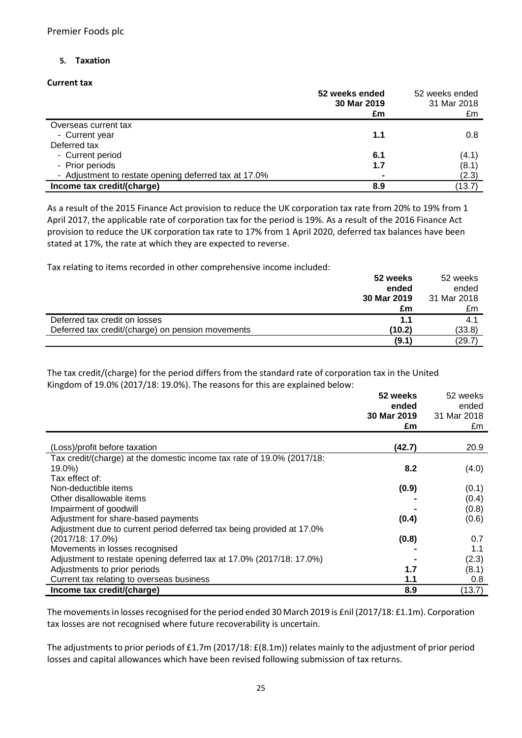## 5. Taxation

### Current tax

| | 52 weeks ended 30 Mar 2019 £m | 52 weeks ended 31 Mar 2018 £m |
|---|---|---|
| Overseas current tax | | |
| - Current year | **1.1** | 0.8 |
| Deferred tax | | |
| - Current period | **6.1** | (4.1) |
| - Prior periods | **1.7** | (8.1) |
| - Adjustment to restate opening deferred tax at 17.0% | **-** | (2.3) |
| **Income tax credit/(charge)** | **8.9** | (13.7) |

As a result of the 2015 Finance Act provision to reduce the UK corporation tax rate from 20% to 19% from 1 April 2017, the applicable rate of corporation tax for the period is 19%. As a result of the 2016 Finance Act provision to reduce the UK corporation tax rate to 17% from 1 April 2020, deferred tax balances have been stated at 17%, the rate at which they are expected to reverse.

Tax relating to items recorded in other comprehensive income included:

| | 52 weeks ended 30 Mar 2019 £m | 52 weeks ended 31 Mar 2018 £m |
|---|---|---|
| Deferred tax credit on losses | **1.1** | 4.1 |
| Deferred tax credit/(charge) on pension movements | **(10.2)** | (33.8) |
| | **(9.1)** | (29.7) |

The tax credit/(charge) for the period differs from the standard rate of corporation tax in the United Kingdom of 19.0% (2017/18: 19.0%). The reasons for this are explained below:

| | 52 weeks ended 30 Mar 2019 £m | 52 weeks ended 31 Mar 2018 £m |
|---|---|---|
| (Loss)/profit before taxation | **(42.7)** | 20.9 |
| Tax credit/(charge) at the domestic income tax rate of 19.0% (2017/18: 19.0%) | **8.2** | (4.0) |
| Tax effect of: | | |
| Non-deductible items | **(0.9)** | (0.1) |
| Other disallowable items | **-** | (0.4) |
| Impairment of goodwill | **-** | (0.8) |
| Adjustment for share-based payments | **(0.4)** | (0.6) |
| Adjustment due to current period deferred tax being provided at 17.0% (2017/18: 17.0%) | **(0.8)** | 0.7 |
| Movements in losses recognised | **-** | 1.1 |
| Adjustment to restate opening deferred tax at 17.0% (2017/18: 17.0%) | **-** | (2.3) |
| Adjustments to prior periods | **1.7** | (8.1) |
| Current tax relating to overseas business | **1.1** | 0.8 |
| **Income tax credit/(charge)** | **8.9** | (13.7) |

The movements in losses recognised for the period ended 30 March 2019 is £nil (2017/18: £1.1m). Corporation tax losses are not recognised where future recoverability is uncertain.

The adjustments to prior periods of £1.7m (2017/18: £(8.1m)) relates mainly to the adjustment of prior period losses and capital allowances which have been revised following submission of tax returns.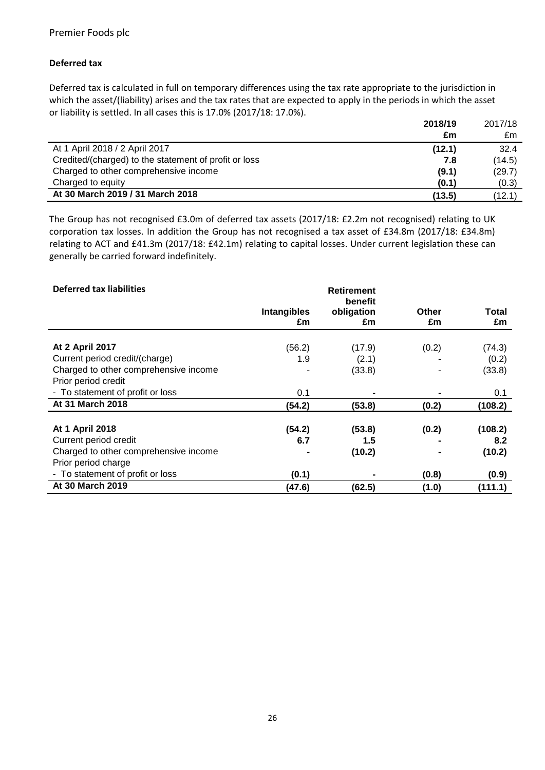### Deferred tax

Deferred tax is calculated in full on temporary differences using the tax rate appropriate to the jurisdiction in which the asset/(liability) arises and the tax rates that are expected to apply in the periods in which the asset or liability is settled. In all cases this is 17.0% (2017/18: 17.0%).

| | **2018/19** | 2017/18 |
|---|---|---|
| | **£m** | £m |
| At 1 April 2018 / 2 April 2017 | **(12.1)** | 32.4 |
| Credited/(charged) to the statement of profit or loss | **7.8** | (14.5) |
| Charged to other comprehensive income | **(9.1)** | (29.7) |
| Charged to equity | **(0.1)** | (0.3) |
| **At 30 March 2019 / 31 March 2018** | **(13.5)** | (12.1) |

The Group has not recognised £3.0m of deferred tax assets (2017/18: £2.2m not recognised) relating to UK corporation tax losses. In addition the Group has not recognised a tax asset of £34.8m (2017/18: £34.8m) relating to ACT and £41.3m (2017/18: £42.1m) relating to capital losses. Under current legislation these can generally be carried forward indefinitely.

**Deferred tax liabilities**

| | **Intangibles £m** | **Retirement benefit obligation £m** | **Other £m** | **Total £m** |
|---|---|---|---|---|
| **At 2 April 2017** | (56.2) | (17.9) | (0.2) | (74.3) |
| Current period credit/(charge) | 1.9 | (2.1) | - | (0.2) |
| Charged to other comprehensive income | - | (33.8) | - | (33.8) |
| Prior period credit | | | | |
| - To statement of profit or loss | 0.1 | - | - | 0.1 |
| **At 31 March 2018** | **(54.2)** | **(53.8)** | **(0.2)** | **(108.2)** |
| **At 1 April 2018** | **(54.2)** | **(53.8)** | **(0.2)** | **(108.2)** |
| Current period credit | **6.7** | **1.5** | **-** | **8.2** |
| Charged to other comprehensive income | **-** | **(10.2)** | **-** | **(10.2)** |
| Prior period charge | | | | |
| - To statement of profit or loss | **(0.1)** | **-** | **(0.8)** | **(0.9)** |
| **At 30 March 2019** | **(47.6)** | **(62.5)** | **(1.0)** | **(111.1)** |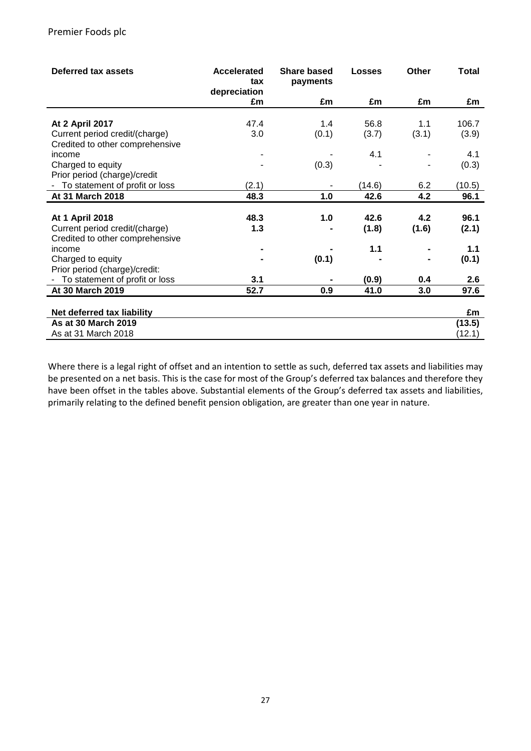| Deferred tax assets | Accelerated tax depreciation | Share based payments | Losses | Other | Total |
|---|---|---|---|---|---|
| | £m | £m | £m | £m | £m |
| **At 2 April 2017** | 47.4 | 1.4 | 56.8 | 1.1 | 106.7 |
| Current period credit/(charge) | 3.0 | (0.1) | (3.7) | (3.1) | (3.9) |
| Credited to other comprehensive income | - | - | 4.1 | - | 4.1 |
| Charged to equity | - | (0.3) | - | - | (0.3) |
| Prior period (charge)/credit | | | | | |
| - To statement of profit or loss | (2.1) | - | (14.6) | 6.2 | (10.5) |
| **At 31 March 2018** | **48.3** | **1.0** | **42.6** | **4.2** | **96.1** |
| **At 1 April 2018** | **48.3** | **1.0** | **42.6** | **4.2** | **96.1** |
| Current period credit/(charge) | **1.3** | **-** | **(1.8)** | **(1.6)** | **(2.1)** |
| Credited to other comprehensive income | **-** | **-** | **1.1** | **-** | **1.1** |
| Charged to equity | **-** | **(0.1)** | **-** | **-** | **(0.1)** |
| Prior period (charge)/credit: | | | | | |
| - To statement of profit or loss | **3.1** | **-** | **(0.9)** | **0.4** | **2.6** |
| **At 30 March 2019** | **52.7** | **0.9** | **41.0** | **3.0** | **97.6** |

| Net deferred tax liability | £m |
|---|---|
| **As at 30 March 2019** | **(13.5)** |
| As at 31 March 2018 | (12.1) |

Where there is a legal right of offset and an intention to settle as such, deferred tax assets and liabilities may be presented on a net basis. This is the case for most of the Group's deferred tax balances and therefore they have been offset in the tables above. Substantial elements of the Group's deferred tax assets and liabilities, primarily relating to the defined benefit pension obligation, are greater than one year in nature.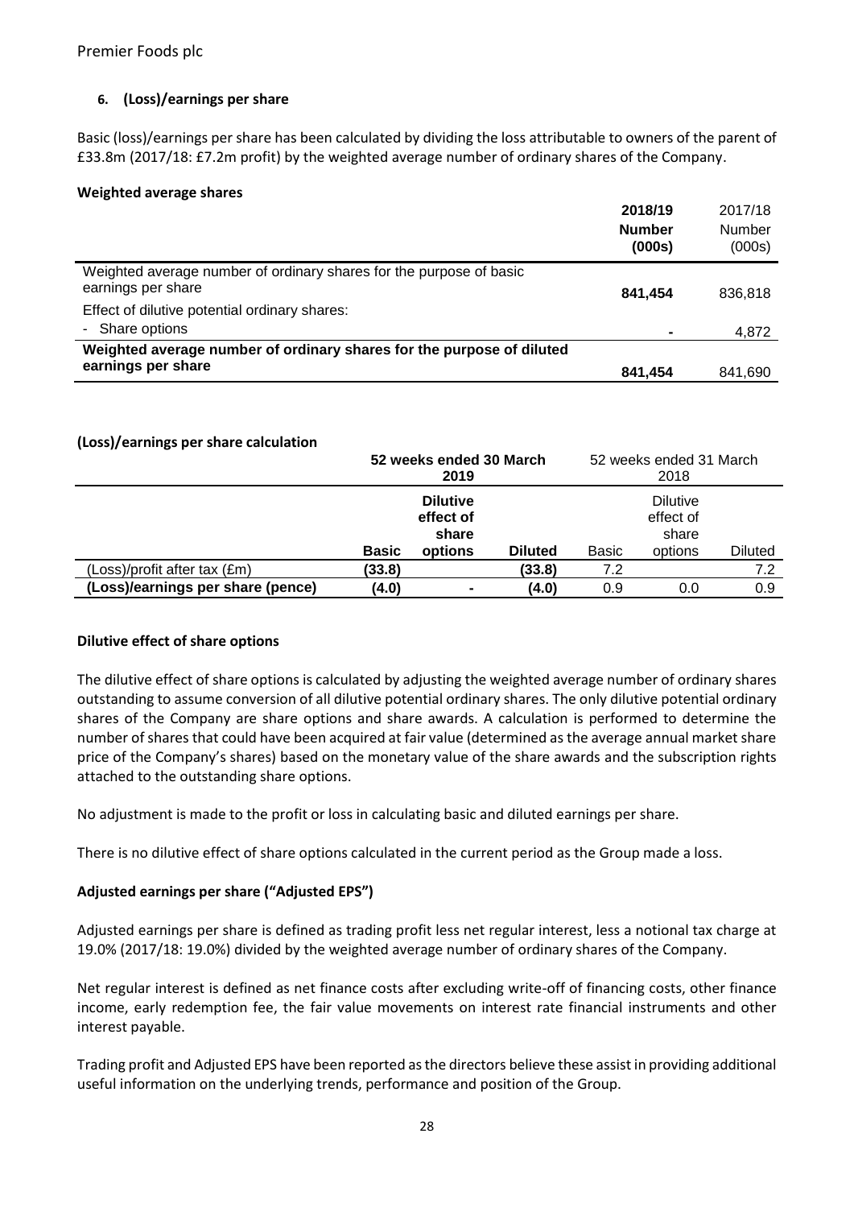## 6. (Loss)/earnings per share

Basic (loss)/earnings per share has been calculated by dividing the loss attributable to owners of the parent of £33.8m (2017/18: £7.2m profit) by the weighted average number of ordinary shares of the Company.

### Weighted average shares

| | **2018/19** **Number (000s)** | 2017/18 Number (000s) |
|---|---|---|
| Weighted average number of ordinary shares for the purpose of basic earnings per share | **841,454** | 836,818 |
| Effect of dilutive potential ordinary shares: | | |
| - Share options | **-** | 4,872 |
| **Weighted average number of ordinary shares for the purpose of diluted earnings per share** | **841,454** | 841,690 |

### (Loss)/earnings per share calculation

| | **52 weeks ended 30 March 2019** | | | 52 weeks ended 31 March 2018 | | |
|---|---|---|---|---|---|---|
| | **Basic** | **Dilutive effect of share options** | **Diluted** | Basic | Dilutive effect of share options | Diluted |
| (Loss)/profit after tax (£m) | **(33.8)** | | **(33.8)** | 7.2 | | 7.2 |
| **(Loss)/earnings per share (pence)** | **(4.0)** | **-** | **(4.0)** | 0.9 | 0.0 | 0.9 |

### Dilutive effect of share options

The dilutive effect of share options is calculated by adjusting the weighted average number of ordinary shares outstanding to assume conversion of all dilutive potential ordinary shares. The only dilutive potential ordinary shares of the Company are share options and share awards. A calculation is performed to determine the number of shares that could have been acquired at fair value (determined as the average annual market share price of the Company's shares) based on the monetary value of the share awards and the subscription rights attached to the outstanding share options.

No adjustment is made to the profit or loss in calculating basic and diluted earnings per share.

There is no dilutive effect of share options calculated in the current period as the Group made a loss.

### Adjusted earnings per share ("Adjusted EPS")

Adjusted earnings per share is defined as trading profit less net regular interest, less a notional tax charge at 19.0% (2017/18: 19.0%) divided by the weighted average number of ordinary shares of the Company.

Net regular interest is defined as net finance costs after excluding write-off of financing costs, other finance income, early redemption fee, the fair value movements on interest rate financial instruments and other interest payable.

Trading profit and Adjusted EPS have been reported as the directors believe these assist in providing additional useful information on the underlying trends, performance and position of the Group.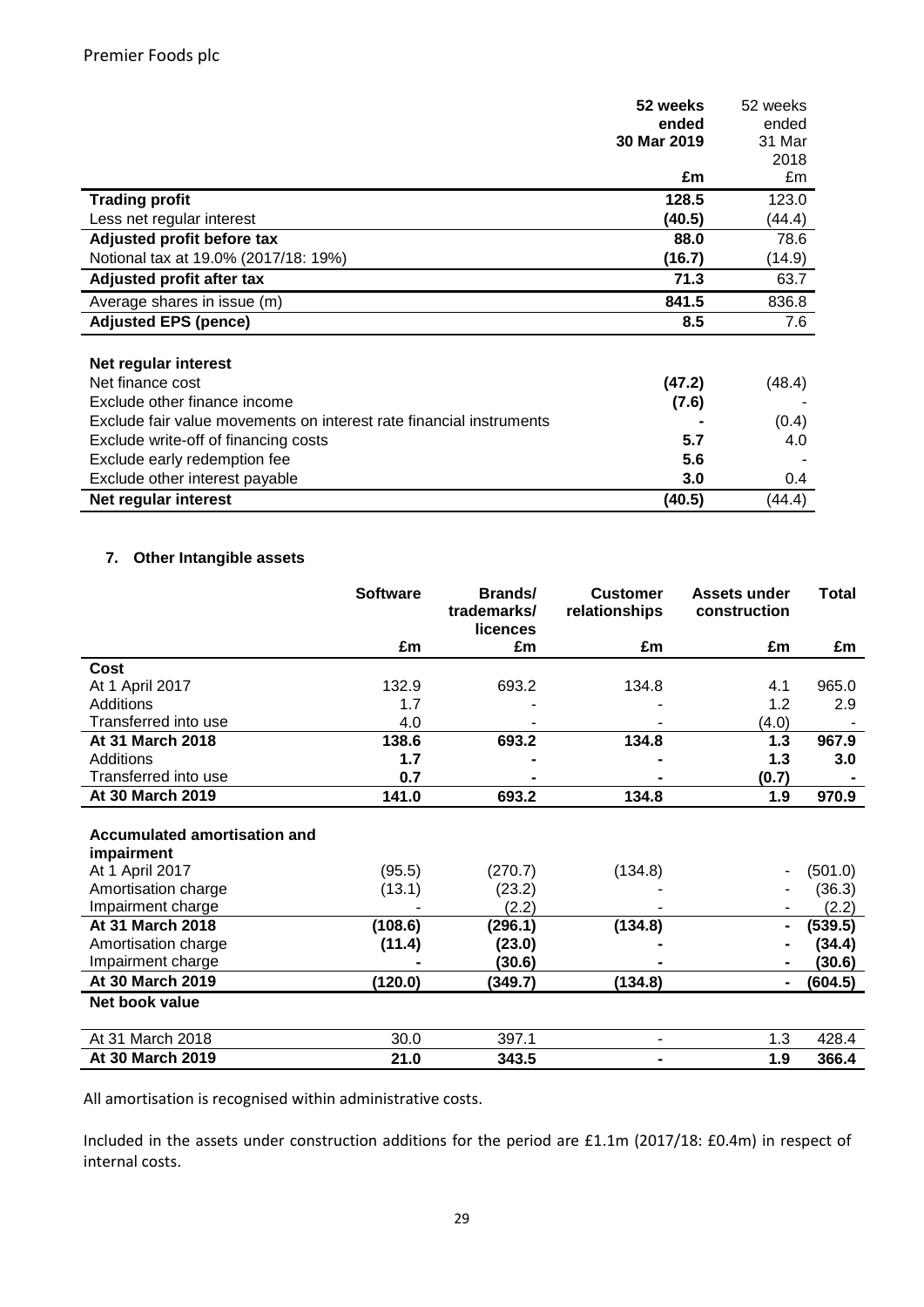| | 52 weeks ended 30 Mar 2019 | 52 weeks ended 31 Mar 2018 |
|---|---|---|
| | **£m** | £m |
| **Trading profit** | **128.5** | 123.0 |
| Less net regular interest | **(40.5)** | (44.4) |
| **Adjusted profit before tax** | **88.0** | 78.6 |
| Notional tax at 19.0% (2017/18: 19%) | **(16.7)** | (14.9) |
| **Adjusted profit after tax** | **71.3** | 63.7 |
| Average shares in issue (m) | **841.5** | 836.8 |
| **Adjusted EPS (pence)** | **8.5** | 7.6 |
| | | |
| **Net regular interest** | | |
| Net finance cost | **(47.2)** | (48.4) |
| Exclude other finance income | **(7.6)** | - |
| Exclude fair value movements on interest rate financial instruments | **-** | (0.4) |
| Exclude write-off of financing costs | **5.7** | 4.0 |
| Exclude early redemption fee | **5.6** | - |
| Exclude other interest payable | **3.0** | 0.4 |
| **Net regular interest** | **(40.5)** | (44.4) |

### 7. Other Intangible assets

| | Software | Brands/ trademarks/ licences | Customer relationships | Assets under construction | Total |
|---|---|---|---|---|---|
| | £m | £m | £m | £m | £m |
| **Cost** | | | | | |
| At 1 April 2017 | 132.9 | 693.2 | 134.8 | 4.1 | 965.0 |
| Additions | 1.7 | - | - | 1.2 | 2.9 |
| Transferred into use | 4.0 | - | - | (4.0) | - |
| **At 31 March 2018** | **138.6** | **693.2** | **134.8** | **1.3** | **967.9** |
| Additions | **1.7** | **-** | **-** | **1.3** | **3.0** |
| Transferred into use | **0.7** | **-** | **-** | **(0.7)** | **-** |
| **At 30 March 2019** | **141.0** | **693.2** | **134.8** | **1.9** | **970.9** |
| | | | | | |
| **Accumulated amortisation and impairment** | | | | | |
| At 1 April 2017 | (95.5) | (270.7) | (134.8) | - | (501.0) |
| Amortisation charge | (13.1) | (23.2) | - | - | (36.3) |
| Impairment charge | - | (2.2) | - | - | (2.2) |
| **At 31 March 2018** | **(108.6)** | **(296.1)** | **(134.8)** | **-** | **(539.5)** |
| Amortisation charge | **(11.4)** | **(23.0)** | **-** | **-** | **(34.4)** |
| Impairment charge | **-** | **(30.6)** | **-** | **-** | **(30.6)** |
| **At 30 March 2019** | **(120.0)** | **(349.7)** | **(134.8)** | **-** | **(604.5)** |
| **Net book value** | | | | | |
| At 31 March 2018 | 30.0 | 397.1 | - | 1.3 | 428.4 |
| **At 30 March 2019** | **21.0** | **343.5** | **-** | **1.9** | **366.4** |

All amortisation is recognised within administrative costs.

Included in the assets under construction additions for the period are £1.1m (2017/18: £0.4m) in respect of internal costs.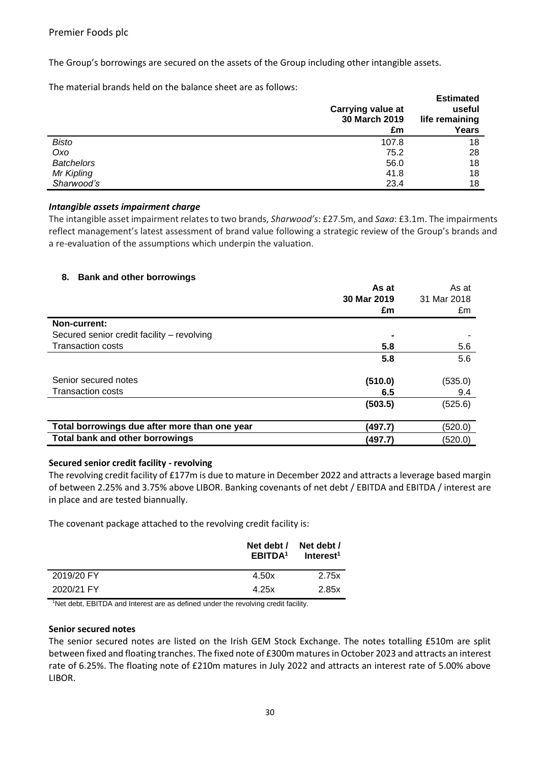The Group's borrowings are secured on the assets of the Group including other intangible assets.

The material brands held on the balance sheet are as follows:

| | Carrying value at 30 March 2019 £m | Estimated useful life remaining Years |
|---|---|---|
| *Bisto* | 107.8 | 18 |
| *Oxo* | 75.2 | 28 |
| *Batchelors* | 56.0 | 18 |
| *Mr Kipling* | 41.8 | 18 |
| *Sharwood's* | 23.4 | 18 |

***Intangible assets impairment charge***

The intangible asset impairment relates to two brands, *Sharwood's*: £27.5m, and *Saxa*: £3.1m. The impairments reflect management's latest assessment of brand value following a strategic review of the Group's brands and a re-evaluation of the assumptions which underpin the valuation.

## 8. Bank and other borrowings

| | As at 30 Mar 2019 £m | As at 31 Mar 2018 £m |
|---|---|---|
| **Non-current:** | | |
| Secured senior credit facility – revolving | **-** | - |
| Transaction costs | **5.8** | 5.6 |
| | **5.8** | 5.6 |
| Senior secured notes | **(510.0)** | (535.0) |
| Transaction costs | **6.5** | 9.4 |
| | **(503.5)** | (525.6) |
| **Total borrowings due after more than one year** | **(497.7)** | (520.0) |
| **Total bank and other borrowings** | **(497.7)** | (520.0) |

**Secured senior credit facility - revolving**

The revolving credit facility of £177m is due to mature in December 2022 and attracts a leverage based margin of between 2.25% and 3.75% above LIBOR. Banking covenants of net debt / EBITDA and EBITDA / interest are in place and are tested biannually.

The covenant package attached to the revolving credit facility is:

| | Net debt / EBITDA[1] | Net debt / Interest[1] |
|---|---|---|
| 2019/20 FY | 4.50x | 2.75x |
| 2020/21 FY | 4.25x | 2.85x |

[1]Net debt, EBITDA and Interest are as defined under the revolving credit facility.

**Senior secured notes**

The senior secured notes are listed on the Irish GEM Stock Exchange. The notes totalling £510m are split between fixed and floating tranches. The fixed note of £300m matures in October 2023 and attracts an interest rate of 6.25%. The floating note of £210m matures in July 2022 and attracts an interest rate of 5.00% above LIBOR.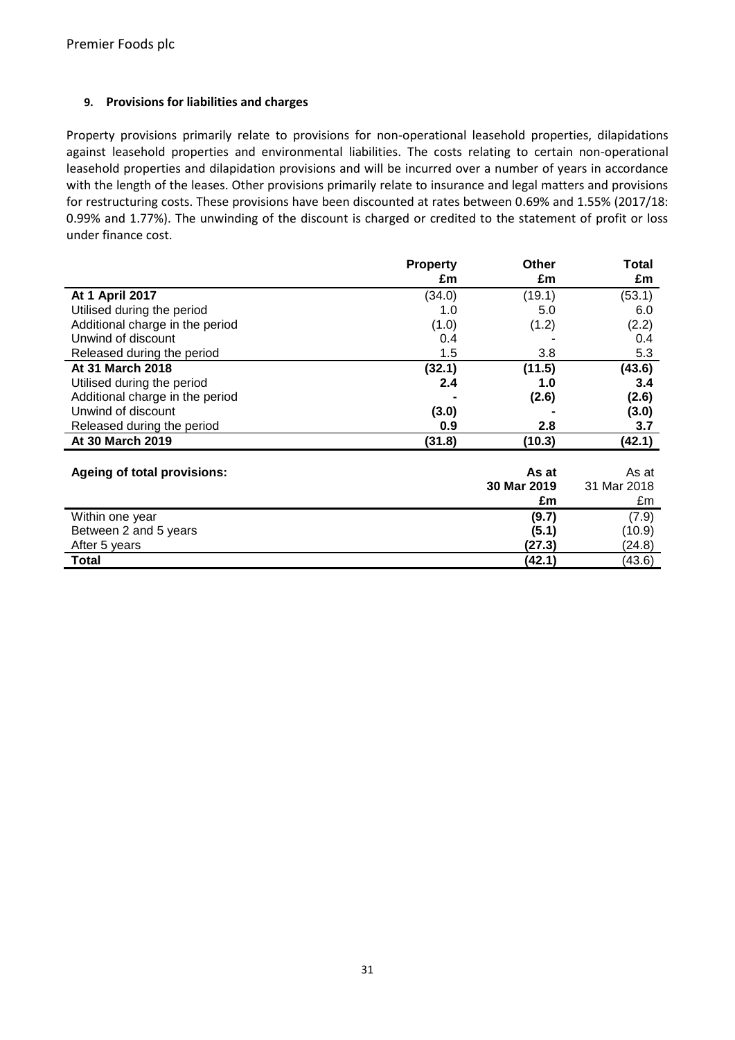### 9. Provisions for liabilities and charges

Property provisions primarily relate to provisions for non-operational leasehold properties, dilapidations against leasehold properties and environmental liabilities. The costs relating to certain non-operational leasehold properties and dilapidation provisions and will be incurred over a number of years in accordance with the length of the leases. Other provisions primarily relate to insurance and legal matters and provisions for restructuring costs. These provisions have been discounted at rates between 0.69% and 1.55% (2017/18: 0.99% and 1.77%). The unwinding of the discount is charged or credited to the statement of profit or loss under finance cost.

| | **Property £m** | **Other £m** | **Total £m** |
|---|---|---|---|
| **At 1 April 2017** | (34.0) | (19.1) | (53.1) |
| Utilised during the period | 1.0 | 5.0 | 6.0 |
| Additional charge in the period | (1.0) | (1.2) | (2.2) |
| Unwind of discount | 0.4 | - | 0.4 |
| Released during the period | 1.5 | 3.8 | 5.3 |
| **At 31 March 2018** | **(32.1)** | **(11.5)** | **(43.6)** |
| Utilised during the period | **2.4** | **1.0** | **3.4** |
| Additional charge in the period | **-** | **(2.6)** | **(2.6)** |
| Unwind of discount | **(3.0)** | **-** | **(3.0)** |
| Released during the period | **0.9** | **2.8** | **3.7** |
| **At 30 March 2019** | **(31.8)** | **(10.3)** | **(42.1)** |

| **Ageing of total provisions:** | **As at 30 Mar 2019 £m** | As at 31 Mar 2018 £m |
|---|---|---|
| Within one year | **(9.7)** | (7.9) |
| Between 2 and 5 years | **(5.1)** | (10.9) |
| After 5 years | **(27.3)** | (24.8) |
| **Total** | **(42.1)** | (43.6) |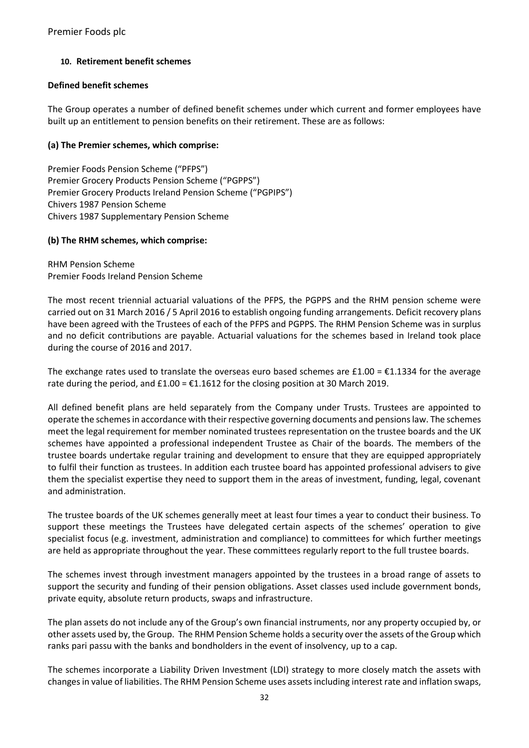## 10. Retirement benefit schemes

### Defined benefit schemes

The Group operates a number of defined benefit schemes under which current and former employees have built up an entitlement to pension benefits on their retirement. These are as follows:

#### (a) The Premier schemes, which comprise:

Premier Foods Pension Scheme ("PFPS")
Premier Grocery Products Pension Scheme ("PGPPS")
Premier Grocery Products Ireland Pension Scheme ("PGPIPS")
Chivers 1987 Pension Scheme
Chivers 1987 Supplementary Pension Scheme

#### (b) The RHM schemes, which comprise:

RHM Pension Scheme
Premier Foods Ireland Pension Scheme

The most recent triennial actuarial valuations of the PFPS, the PGPPS and the RHM pension scheme were carried out on 31 March 2016 / 5 April 2016 to establish ongoing funding arrangements. Deficit recovery plans have been agreed with the Trustees of each of the PFPS and PGPPS. The RHM Pension Scheme was in surplus and no deficit contributions are payable. Actuarial valuations for the schemes based in Ireland took place during the course of 2016 and 2017.

The exchange rates used to translate the overseas euro based schemes are £1.00 = €1.1334 for the average rate during the period, and £1.00 = €1.1612 for the closing position at 30 March 2019.

All defined benefit plans are held separately from the Company under Trusts. Trustees are appointed to operate the schemes in accordance with their respective governing documents and pensions law. The schemes meet the legal requirement for member nominated trustees representation on the trustee boards and the UK schemes have appointed a professional independent Trustee as Chair of the boards. The members of the trustee boards undertake regular training and development to ensure that they are equipped appropriately to fulfil their function as trustees. In addition each trustee board has appointed professional advisers to give them the specialist expertise they need to support them in the areas of investment, funding, legal, covenant and administration.

The trustee boards of the UK schemes generally meet at least four times a year to conduct their business. To support these meetings the Trustees have delegated certain aspects of the schemes' operation to give specialist focus (e.g. investment, administration and compliance) to committees for which further meetings are held as appropriate throughout the year. These committees regularly report to the full trustee boards.

The schemes invest through investment managers appointed by the trustees in a broad range of assets to support the security and funding of their pension obligations. Asset classes used include government bonds, private equity, absolute return products, swaps and infrastructure.

The plan assets do not include any of the Group's own financial instruments, nor any property occupied by, or other assets used by, the Group. The RHM Pension Scheme holds a security over the assets of the Group which ranks pari passu with the banks and bondholders in the event of insolvency, up to a cap.

The schemes incorporate a Liability Driven Investment (LDI) strategy to more closely match the assets with changes in value of liabilities. The RHM Pension Scheme uses assets including interest rate and inflation swaps,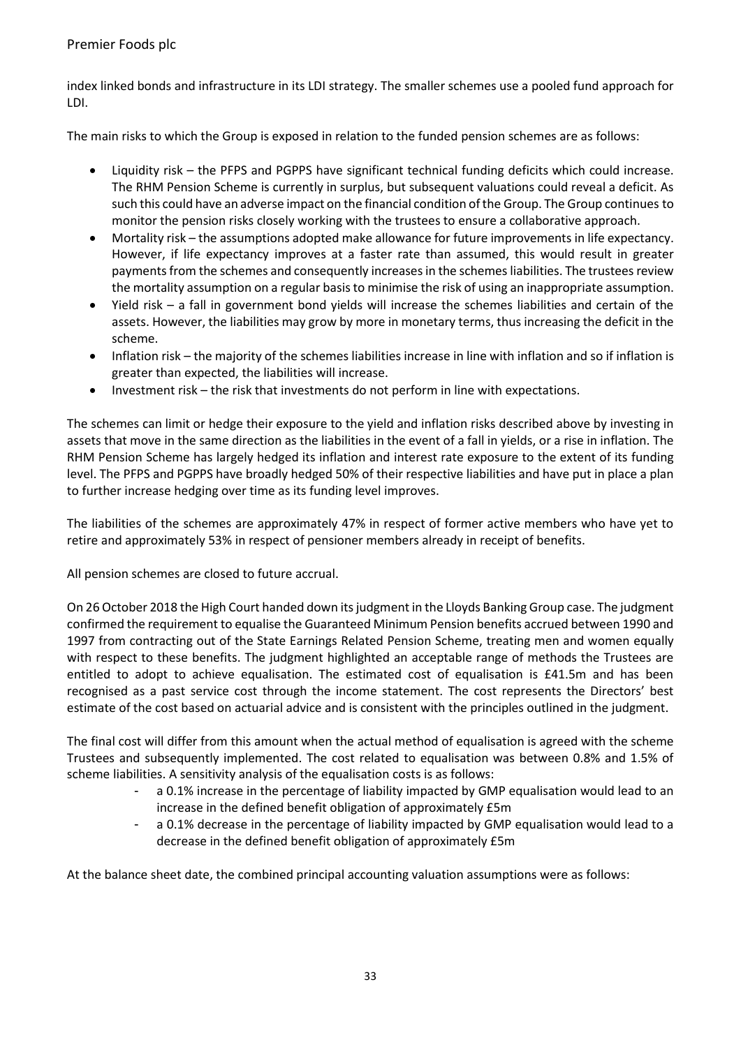index linked bonds and infrastructure in its LDI strategy. The smaller schemes use a pooled fund approach for LDI.

The main risks to which the Group is exposed in relation to the funded pension schemes are as follows:

- Liquidity risk – the PFPS and PGPPS have significant technical funding deficits which could increase. The RHM Pension Scheme is currently in surplus, but subsequent valuations could reveal a deficit. As such this could have an adverse impact on the financial condition of the Group. The Group continues to monitor the pension risks closely working with the trustees to ensure a collaborative approach.
- Mortality risk – the assumptions adopted make allowance for future improvements in life expectancy. However, if life expectancy improves at a faster rate than assumed, this would result in greater payments from the schemes and consequently increases in the schemes liabilities. The trustees review the mortality assumption on a regular basis to minimise the risk of using an inappropriate assumption.
- Yield risk – a fall in government bond yields will increase the schemes liabilities and certain of the assets. However, the liabilities may grow by more in monetary terms, thus increasing the deficit in the scheme.
- Inflation risk – the majority of the schemes liabilities increase in line with inflation and so if inflation is greater than expected, the liabilities will increase.
- Investment risk – the risk that investments do not perform in line with expectations.

The schemes can limit or hedge their exposure to the yield and inflation risks described above by investing in assets that move in the same direction as the liabilities in the event of a fall in yields, or a rise in inflation. The RHM Pension Scheme has largely hedged its inflation and interest rate exposure to the extent of its funding level. The PFPS and PGPPS have broadly hedged 50% of their respective liabilities and have put in place a plan to further increase hedging over time as its funding level improves.

The liabilities of the schemes are approximately 47% in respect of former active members who have yet to retire and approximately 53% in respect of pensioner members already in receipt of benefits.

All pension schemes are closed to future accrual.

On 26 October 2018 the High Court handed down its judgment in the Lloyds Banking Group case. The judgment confirmed the requirement to equalise the Guaranteed Minimum Pension benefits accrued between 1990 and 1997 from contracting out of the State Earnings Related Pension Scheme, treating men and women equally with respect to these benefits. The judgment highlighted an acceptable range of methods the Trustees are entitled to adopt to achieve equalisation. The estimated cost of equalisation is £41.5m and has been recognised as a past service cost through the income statement. The cost represents the Directors' best estimate of the cost based on actuarial advice and is consistent with the principles outlined in the judgment.

The final cost will differ from this amount when the actual method of equalisation is agreed with the scheme Trustees and subsequently implemented. The cost related to equalisation was between 0.8% and 1.5% of scheme liabilities. A sensitivity analysis of the equalisation costs is as follows:

- a 0.1% increase in the percentage of liability impacted by GMP equalisation would lead to an increase in the defined benefit obligation of approximately £5m
- a 0.1% decrease in the percentage of liability impacted by GMP equalisation would lead to a decrease in the defined benefit obligation of approximately £5m

At the balance sheet date, the combined principal accounting valuation assumptions were as follows: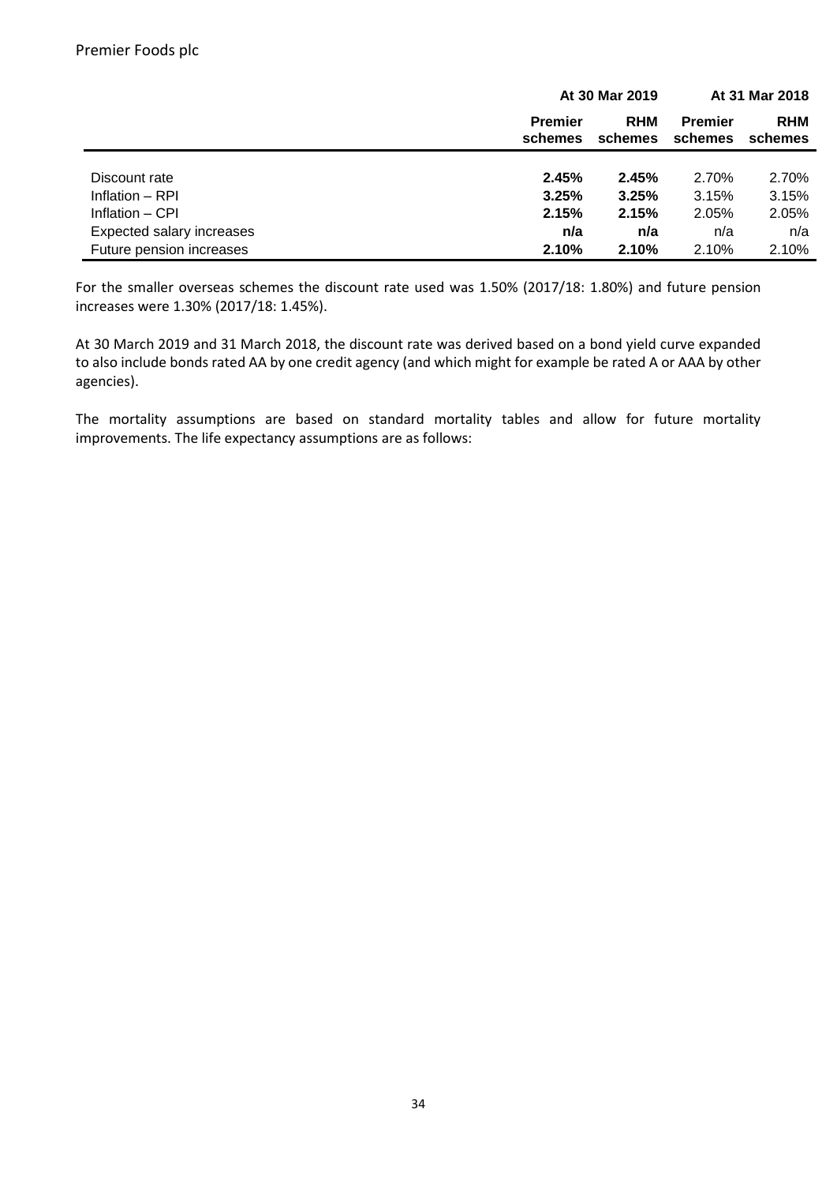|  | At 30 Mar 2019 |  | At 31 Mar 2018 |  |
|---|---|---|---|---|
|  | **Premier schemes** | **RHM schemes** | **Premier schemes** | **RHM schemes** |
| Discount rate | **2.45%** | **2.45%** | 2.70% | 2.70% |
| Inflation – RPI | **3.25%** | **3.25%** | 3.15% | 3.15% |
| Inflation – CPI | **2.15%** | **2.15%** | 2.05% | 2.05% |
| Expected salary increases | **n/a** | **n/a** | n/a | n/a |
| Future pension increases | **2.10%** | **2.10%** | 2.10% | 2.10% |

For the smaller overseas schemes the discount rate used was 1.50% (2017/18: 1.80%) and future pension increases were 1.30% (2017/18: 1.45%).

At 30 March 2019 and 31 March 2018, the discount rate was derived based on a bond yield curve expanded to also include bonds rated AA by one credit agency (and which might for example be rated A or AAA by other agencies).

The mortality assumptions are based on standard mortality tables and allow for future mortality improvements. The life expectancy assumptions are as follows: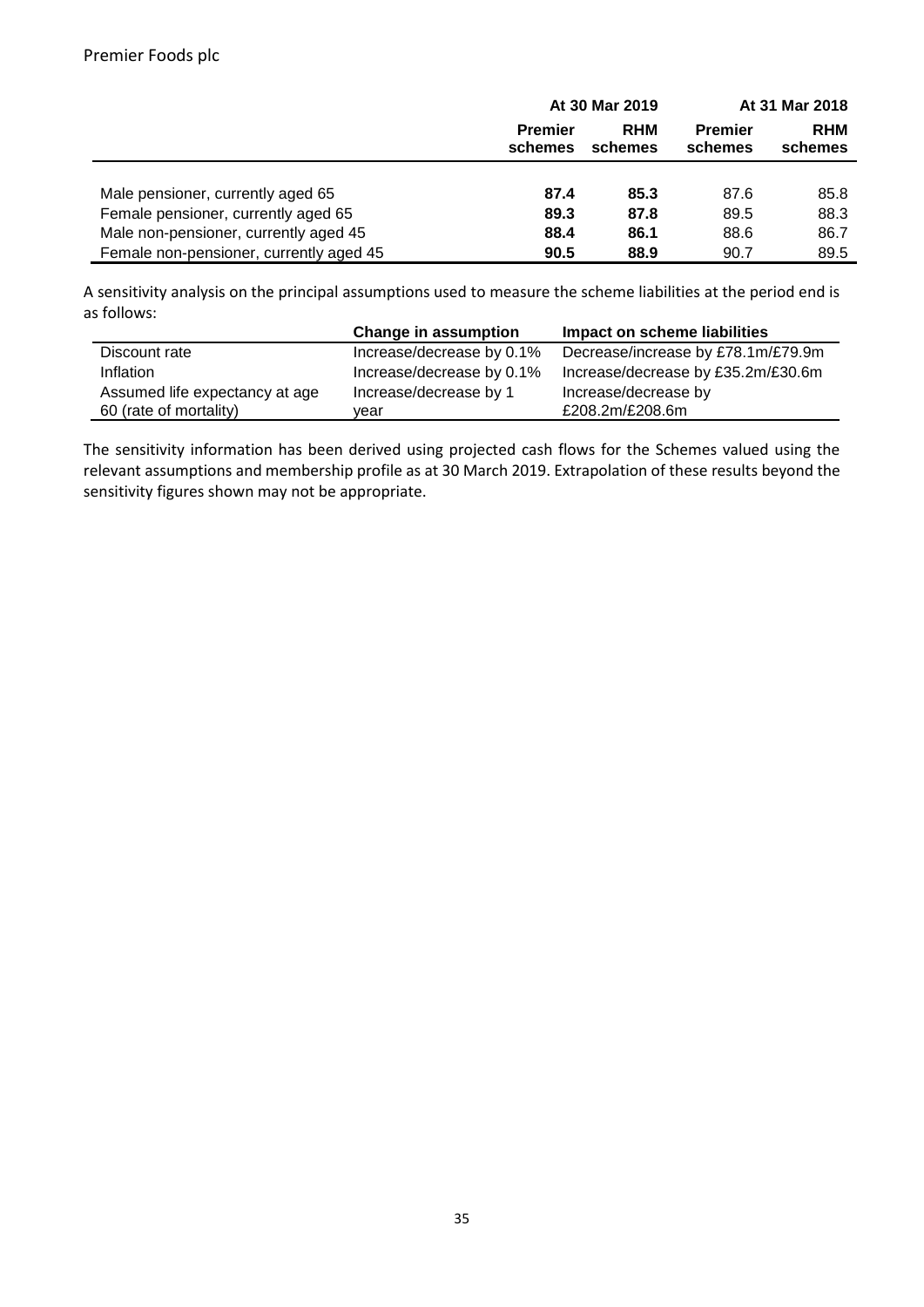| | At 30 Mar 2019 | | At 31 Mar 2018 | |
|---|---|---|---|---|
| | **Premier schemes** | **RHM schemes** | **Premier schemes** | **RHM schemes** |
| Male pensioner, currently aged 65 | **87.4** | **85.3** | 87.6 | 85.8 |
| Female pensioner, currently aged 65 | **89.3** | **87.8** | 89.5 | 88.3 |
| Male non-pensioner, currently aged 45 | **88.4** | **86.1** | 88.6 | 86.7 |
| Female non-pensioner, currently aged 45 | **90.5** | **88.9** | 90.7 | 89.5 |

A sensitivity analysis on the principal assumptions used to measure the scheme liabilities at the period end is as follows:

| | Change in assumption | Impact on scheme liabilities |
|---|---|---|
| Discount rate | Increase/decrease by 0.1% | Decrease/increase by £78.1m/£79.9m |
| Inflation | Increase/decrease by 0.1% | Increase/decrease by £35.2m/£30.6m |
| Assumed life expectancy at age 60 (rate of mortality) | Increase/decrease by 1 year | Increase/decrease by £208.2m/£208.6m |

The sensitivity information has been derived using projected cash flows for the Schemes valued using the relevant assumptions and membership profile as at 30 March 2019. Extrapolation of these results beyond the sensitivity figures shown may not be appropriate.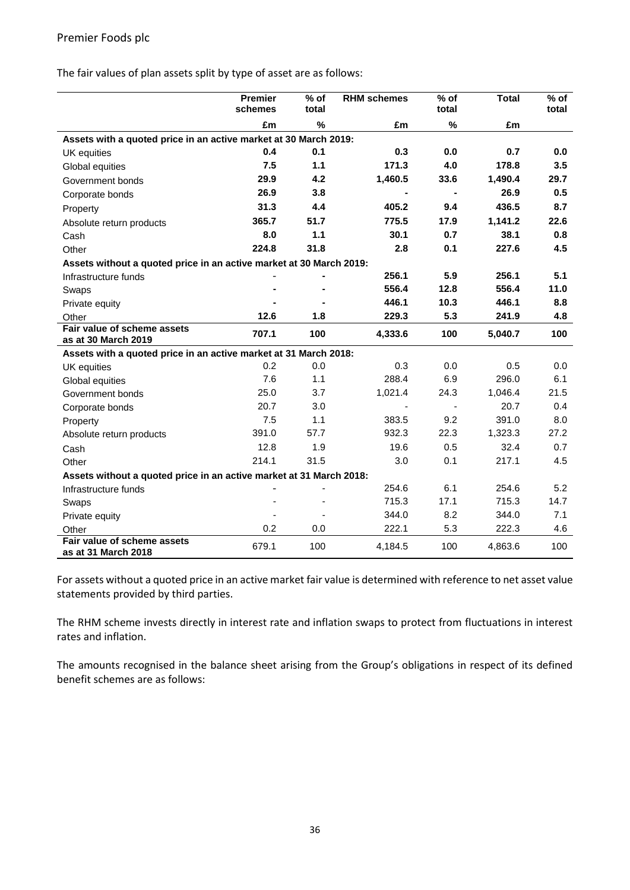The fair values of plan assets split by type of asset are as follows:

| | Premier schemes | % of total | RHM schemes | % of total | Total | % of total |
|---|---|---|---|---|---|---|
| | £m | % | £m | % | £m | |
| **Assets with a quoted price in an active market at 30 March 2019:** | | | | | | |
| UK equities | **0.4** | **0.1** | **0.3** | **0.0** | **0.7** | **0.0** |
| Global equities | **7.5** | **1.1** | **171.3** | **4.0** | **178.8** | **3.5** |
| Government bonds | **29.9** | **4.2** | **1,460.5** | **33.6** | **1,490.4** | **29.7** |
| Corporate bonds | **26.9** | **3.8** | **-** | **-** | **26.9** | **0.5** |
| Property | **31.3** | **4.4** | **405.2** | **9.4** | **436.5** | **8.7** |
| Absolute return products | **365.7** | **51.7** | **775.5** | **17.9** | **1,141.2** | **22.6** |
| Cash | **8.0** | **1.1** | **30.1** | **0.7** | **38.1** | **0.8** |
| Other | **224.8** | **31.8** | **2.8** | **0.1** | **227.6** | **4.5** |
| **Assets without a quoted price in an active market at 30 March 2019:** | | | | | | |
| Infrastructure funds | **-** | **-** | **256.1** | **5.9** | **256.1** | **5.1** |
| Swaps | **-** | **-** | **556.4** | **12.8** | **556.4** | **11.0** |
| Private equity | **-** | **-** | **446.1** | **10.3** | **446.1** | **8.8** |
| Other | **12.6** | **1.8** | **229.3** | **5.3** | **241.9** | **4.8** |
| **Fair value of scheme assets as at 30 March 2019** | **707.1** | **100** | **4,333.6** | **100** | **5,040.7** | **100** |
| **Assets with a quoted price in an active market at 31 March 2018:** | | | | | | |
| UK equities | 0.2 | 0.0 | 0.3 | 0.0 | 0.5 | 0.0 |
| Global equities | 7.6 | 1.1 | 288.4 | 6.9 | 296.0 | 6.1 |
| Government bonds | 25.0 | 3.7 | 1,021.4 | 24.3 | 1,046.4 | 21.5 |
| Corporate bonds | 20.7 | 3.0 | - | - | 20.7 | 0.4 |
| Property | 7.5 | 1.1 | 383.5 | 9.2 | 391.0 | 8.0 |
| Absolute return products | 391.0 | 57.7 | 932.3 | 22.3 | 1,323.3 | 27.2 |
| Cash | 12.8 | 1.9 | 19.6 | 0.5 | 32.4 | 0.7 |
| Other | 214.1 | 31.5 | 3.0 | 0.1 | 217.1 | 4.5 |
| **Assets without a quoted price in an active market at 31 March 2018:** | | | | | | |
| Infrastructure funds | - | - | 254.6 | 6.1 | 254.6 | 5.2 |
| Swaps | - | - | 715.3 | 17.1 | 715.3 | 14.7 |
| Private equity | - | - | 344.0 | 8.2 | 344.0 | 7.1 |
| Other | 0.2 | 0.0 | 222.1 | 5.3 | 222.3 | 4.6 |
| **Fair value of scheme assets as at 31 March 2018** | 679.1 | 100 | 4,184.5 | 100 | 4,863.6 | 100 |

For assets without a quoted price in an active market fair value is determined with reference to net asset value statements provided by third parties.

The RHM scheme invests directly in interest rate and inflation swaps to protect from fluctuations in interest rates and inflation.

The amounts recognised in the balance sheet arising from the Group's obligations in respect of its defined benefit schemes are as follows: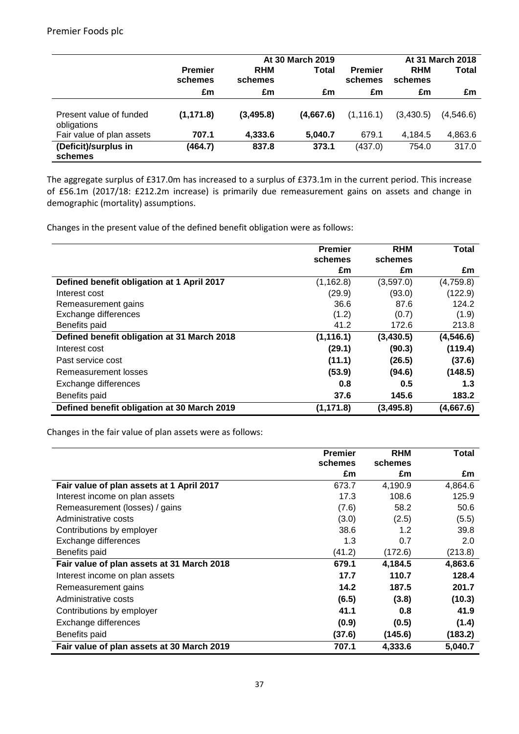| | At 30 March 2019 | | | At 31 March 2018 | | |
|---|---|---|---|---|---|---|
| | **Premier schemes** | **RHM schemes** | **Total** | **Premier schemes** | **RHM schemes** | **Total** |
| | **£m** | **£m** | **£m** | **£m** | **£m** | **£m** |
| Present value of funded obligations | **(1,171.8)** | **(3,495.8)** | **(4,667.6)** | (1,116.1) | (3,430.5) | (4,546.6) |
| Fair value of plan assets | **707.1** | **4,333.6** | **5,040.7** | 679.1 | 4,184.5 | 4,863.6 |
| **(Deficit)/surplus in schemes** | **(464.7)** | **837.8** | **373.1** | (437.0) | 754.0 | 317.0 |

The aggregate surplus of £317.0m has increased to a surplus of £373.1m in the current period. This increase of £56.1m (2017/18: £212.2m increase) is primarily due remeasurement gains on assets and change in demographic (mortality) assumptions.

Changes in the present value of the defined benefit obligation were as follows:

| | **Premier schemes** | **RHM schemes** | **Total** |
|---|---|---|---|
| | **£m** | **£m** | **£m** |
| **Defined benefit obligation at 1 April 2017** | (1,162.8) | (3,597.0) | (4,759.8) |
| Interest cost | (29.9) | (93.0) | (122.9) |
| Remeasurement gains | 36.6 | 87.6 | 124.2 |
| Exchange differences | (1.2) | (0.7) | (1.9) |
| Benefits paid | 41.2 | 172.6 | 213.8 |
| **Defined benefit obligation at 31 March 2018** | **(1,116.1)** | **(3,430.5)** | **(4,546.6)** |
| Interest cost | **(29.1)** | **(90.3)** | **(119.4)** |
| Past service cost | **(11.1)** | **(26.5)** | **(37.6)** |
| Remeasurement losses | **(53.9)** | **(94.6)** | **(148.5)** |
| Exchange differences | **0.8** | **0.5** | **1.3** |
| Benefits paid | **37.6** | **145.6** | **183.2** |
| **Defined benefit obligation at 30 March 2019** | **(1,171.8)** | **(3,495.8)** | **(4,667.6)** |

Changes in the fair value of plan assets were as follows:

| | **Premier schemes** | **RHM schemes** | **Total** |
|---|---|---|---|
| | **£m** | **£m** | **£m** |
| **Fair value of plan assets at 1 April 2017** | 673.7 | 4,190.9 | 4,864.6 |
| Interest income on plan assets | 17.3 | 108.6 | 125.9 |
| Remeasurement (losses) / gains | (7.6) | 58.2 | 50.6 |
| Administrative costs | (3.0) | (2.5) | (5.5) |
| Contributions by employer | 38.6 | 1.2 | 39.8 |
| Exchange differences | 1.3 | 0.7 | 2.0 |
| Benefits paid | (41.2) | (172.6) | (213.8) |
| **Fair value of plan assets at 31 March 2018** | **679.1** | **4,184.5** | **4,863.6** |
| Interest income on plan assets | **17.7** | **110.7** | **128.4** |
| Remeasurement gains | **14.2** | **187.5** | **201.7** |
| Administrative costs | **(6.5)** | **(3.8)** | **(10.3)** |
| Contributions by employer | **41.1** | **0.8** | **41.9** |
| Exchange differences | **(0.9)** | **(0.5)** | **(1.4)** |
| Benefits paid | **(37.6)** | **(145.6)** | **(183.2)** |
| **Fair value of plan assets at 30 March 2019** | **707.1** | **4,333.6** | **5,040.7** |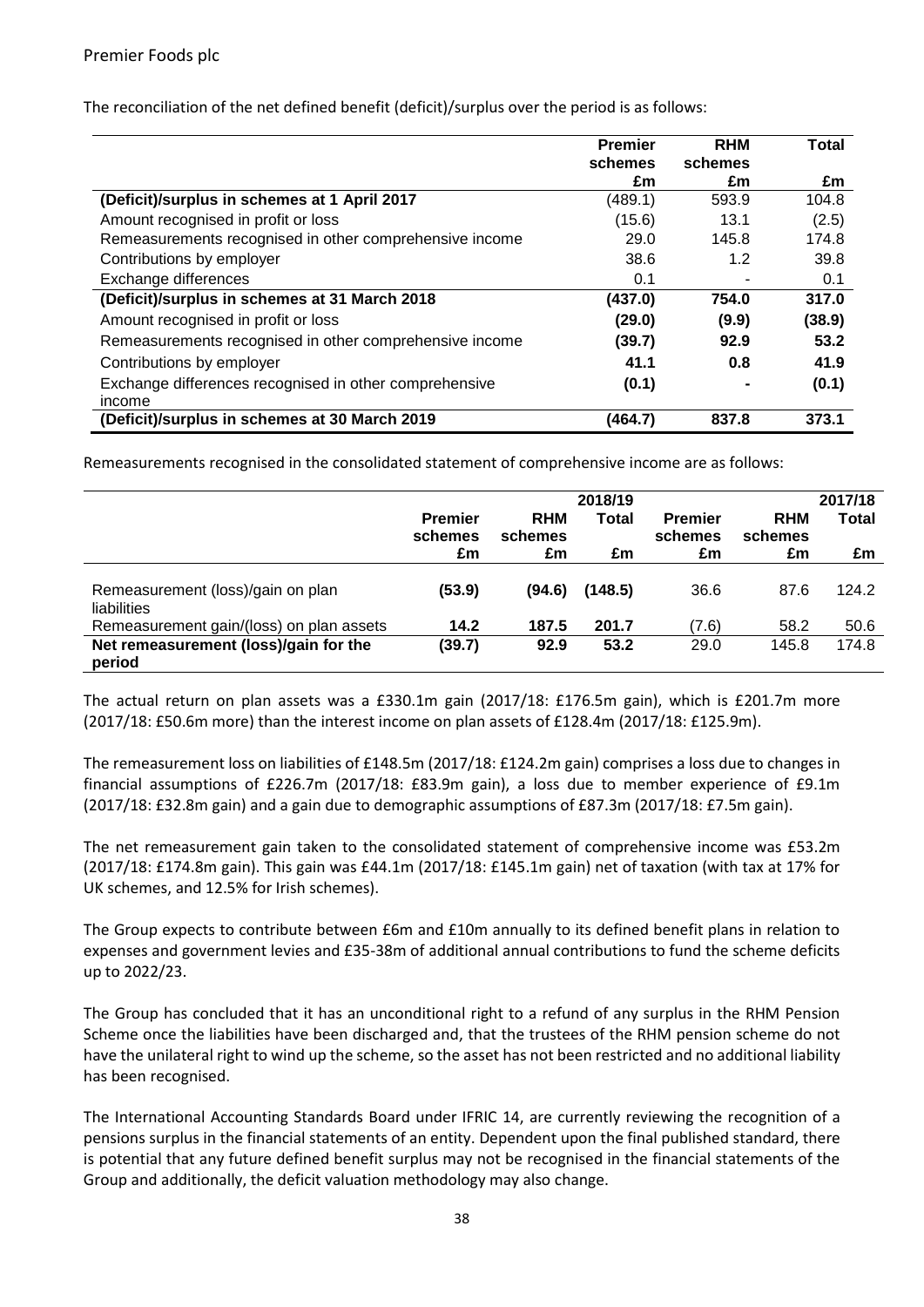The reconciliation of the net defined benefit (deficit)/surplus over the period is as follows:

| | Premier schemes £m | RHM schemes £m | Total £m |
|---|---|---|---|
| **(Deficit)/surplus in schemes at 1 April 2017** | (489.1) | 593.9 | 104.8 |
| Amount recognised in profit or loss | (15.6) | 13.1 | (2.5) |
| Remeasurements recognised in other comprehensive income | 29.0 | 145.8 | 174.8 |
| Contributions by employer | 38.6 | 1.2 | 39.8 |
| Exchange differences | 0.1 | - | 0.1 |
| **(Deficit)/surplus in schemes at 31 March 2018** | **(437.0)** | **754.0** | **317.0** |
| Amount recognised in profit or loss | **(29.0)** | **(9.9)** | **(38.9)** |
| Remeasurements recognised in other comprehensive income | **(39.7)** | **92.9** | **53.2** |
| Contributions by employer | **41.1** | **0.8** | **41.9** |
| Exchange differences recognised in other comprehensive income | **(0.1)** | **-** | **(0.1)** |
| **(Deficit)/surplus in schemes at 30 March 2019** | **(464.7)** | **837.8** | **373.1** |

Remeasurements recognised in the consolidated statement of comprehensive income are as follows:

| | 2018/19 | | | 2017/18 | | |
|---|---|---|---|---|---|---|
| | **Premier schemes £m** | **RHM schemes £m** | **Total £m** | **Premier schemes £m** | **RHM schemes £m** | **Total £m** |
| Remeasurement (loss)/gain on plan liabilities | **(53.9)** | **(94.6)** | **(148.5)** | 36.6 | 87.6 | 124.2 |
| Remeasurement gain/(loss) on plan assets | **14.2** | **187.5** | **201.7** | (7.6) | 58.2 | 50.6 |
| **Net remeasurement (loss)/gain for the period** | **(39.7)** | **92.9** | **53.2** | 29.0 | 145.8 | 174.8 |

The actual return on plan assets was a £330.1m gain (2017/18: £176.5m gain), which is £201.7m more (2017/18: £50.6m more) than the interest income on plan assets of £128.4m (2017/18: £125.9m).

The remeasurement loss on liabilities of £148.5m (2017/18: £124.2m gain) comprises a loss due to changes in financial assumptions of £226.7m (2017/18: £83.9m gain), a loss due to member experience of £9.1m (2017/18: £32.8m gain) and a gain due to demographic assumptions of £87.3m (2017/18: £7.5m gain).

The net remeasurement gain taken to the consolidated statement of comprehensive income was £53.2m (2017/18: £174.8m gain). This gain was £44.1m (2017/18: £145.1m gain) net of taxation (with tax at 17% for UK schemes, and 12.5% for Irish schemes).

The Group expects to contribute between £6m and £10m annually to its defined benefit plans in relation to expenses and government levies and £35-38m of additional annual contributions to fund the scheme deficits up to 2022/23.

The Group has concluded that it has an unconditional right to a refund of any surplus in the RHM Pension Scheme once the liabilities have been discharged and, that the trustees of the RHM pension scheme do not have the unilateral right to wind up the scheme, so the asset has not been restricted and no additional liability has been recognised.

The International Accounting Standards Board under IFRIC 14, are currently reviewing the recognition of a pensions surplus in the financial statements of an entity. Dependent upon the final published standard, there is potential that any future defined benefit surplus may not be recognised in the financial statements of the Group and additionally, the deficit valuation methodology may also change.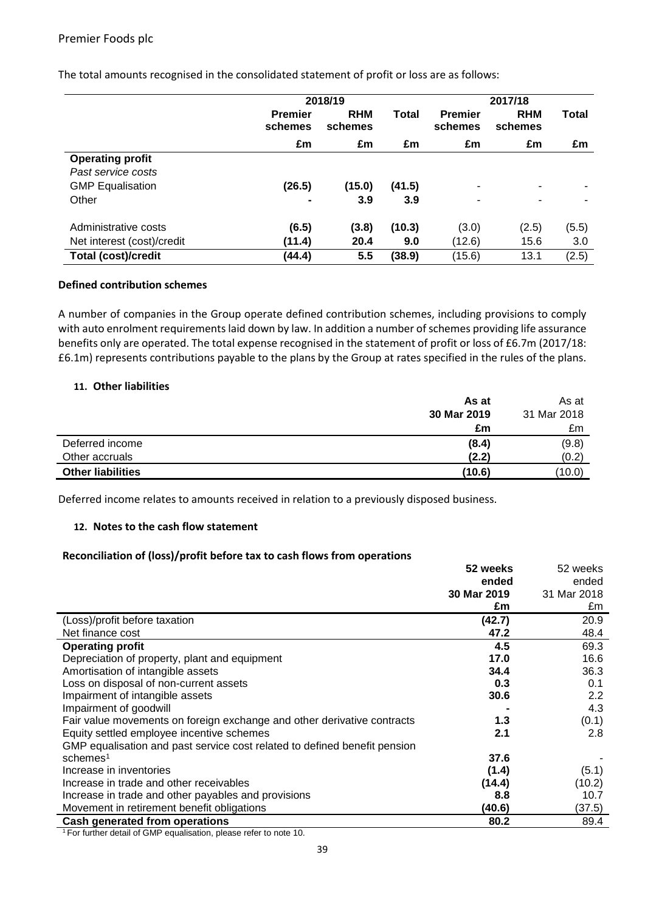The total amounts recognised in the consolidated statement of profit or loss are as follows:

| | 2018/19 | | | 2017/18 | | |
|---|---|---|---|---|---|---|
| | **Premier schemes** | **RHM schemes** | **Total** | **Premier schemes** | **RHM schemes** | **Total** |
| | **£m** | **£m** | **£m** | **£m** | **£m** | **£m** |
| **Operating profit** | | | | | | |
| *Past service costs* | | | | | | |
| GMP Equalisation | **(26.5)** | **(15.0)** | **(41.5)** | - | - | - |
| Other | **-** | **3.9** | **3.9** | - | - | - |
| Administrative costs | **(6.5)** | **(3.8)** | **(10.3)** | (3.0) | (2.5) | (5.5) |
| Net interest (cost)/credit | **(11.4)** | **20.4** | **9.0** | (12.6) | 15.6 | 3.0 |
| **Total (cost)/credit** | **(44.4)** | **5.5** | **(38.9)** | (15.6) | 13.1 | (2.5) |

**Defined contribution schemes**

A number of companies in the Group operate defined contribution schemes, including provisions to comply with auto enrolment requirements laid down by law. In addition a number of schemes providing life assurance benefits only are operated. The total expense recognised in the statement of profit or loss of £6.7m (2017/18: £6.1m) represents contributions payable to the plans by the Group at rates specified in the rules of the plans.

### 11. Other liabilities

| | **As at 30 Mar 2019** | As at 31 Mar 2018 |
|---|---|---|
| | **£m** | £m |
| Deferred income | **(8.4)** | (9.8) |
| Other accruals | **(2.2)** | (0.2) |
| **Other liabilities** | **(10.6)** | (10.0) |

Deferred income relates to amounts received in relation to a previously disposed business.

### 12. Notes to the cash flow statement

**Reconciliation of (loss)/profit before tax to cash flows from operations**

| | **52 weeks ended 30 Mar 2019** | 52 weeks ended 31 Mar 2018 |
|---|---|---|
| | **£m** | £m |
| (Loss)/profit before taxation | **(42.7)** | 20.9 |
| Net finance cost | **47.2** | 48.4 |
| **Operating profit** | **4.5** | 69.3 |
| Depreciation of property, plant and equipment | **17.0** | 16.6 |
| Amortisation of intangible assets | **34.4** | 36.3 |
| Loss on disposal of non-current assets | **0.3** | 0.1 |
| Impairment of intangible assets | **30.6** | 2.2 |
| Impairment of goodwill | **-** | 4.3 |
| Fair value movements on foreign exchange and other derivative contracts | **1.3** | (0.1) |
| Equity settled employee incentive schemes | **2.1** | 2.8 |
| GMP equalisation and past service cost related to defined benefit pension schemes[1] | **37.6** | - |
| Increase in inventories | **(1.4)** | (5.1) |
| Increase in trade and other receivables | **(14.4)** | (10.2) |
| Increase in trade and other payables and provisions | **8.8** | 10.7 |
| Movement in retirement benefit obligations | **(40.6)** | (37.5) |
| **Cash generated from operations** | **80.2** | 89.4 |

[1] For further detail of GMP equalisation, please refer to note 10.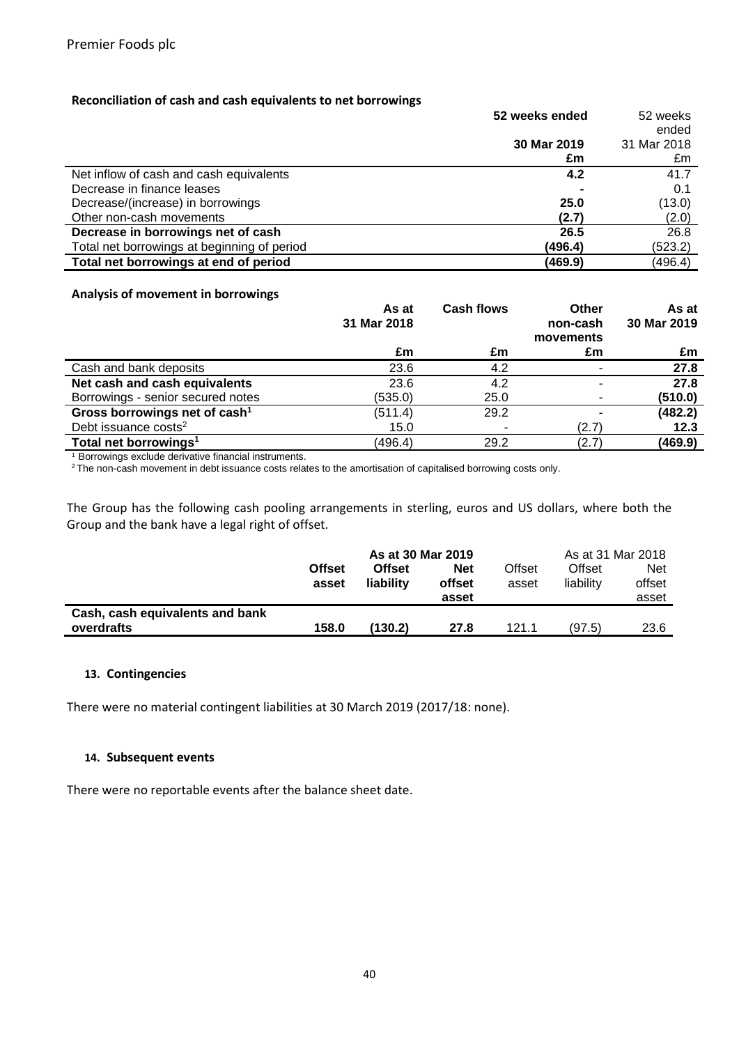### Reconciliation of cash and cash equivalents to net borrowings

| | 52 weeks ended 30 Mar 2019 £m | 52 weeks ended 31 Mar 2018 £m |
|---|---|---|
| Net inflow of cash and cash equivalents | **4.2** | 41.7 |
| Decrease in finance leases | **-** | 0.1 |
| Decrease/(increase) in borrowings | **25.0** | (13.0) |
| Other non-cash movements | **(2.7)** | (2.0) |
| **Decrease in borrowings net of cash** | **26.5** | 26.8 |
| Total net borrowings at beginning of period | **(496.4)** | (523.2) |
| **Total net borrowings at end of period** | **(469.9)** | (496.4) |

### Analysis of movement in borrowings

| | As at 31 Mar 2018 £m | Cash flows £m | Other non-cash movements £m | As at 30 Mar 2019 £m |
|---|---|---|---|---|
| Cash and bank deposits | 23.6 | 4.2 | - | **27.8** |
| **Net cash and cash equivalents** | 23.6 | 4.2 | - | **27.8** |
| Borrowings - senior secured notes | (535.0) | 25.0 | - | **(510.0)** |
| **Gross borrowings net of cash[1]** | (511.4) | 29.2 | - | **(482.2)** |
| Debt issuance costs[2] | 15.0 | - | (2.7) | **12.3** |
| **Total net borrowings[1]** | (496.4) | 29.2 | (2.7) | **(469.9)** |

[1] Borrowings exclude derivative financial instruments.

[2] The non-cash movement in debt issuance costs relates to the amortisation of capitalised borrowing costs only.

The Group has the following cash pooling arrangements in sterling, euros and US dollars, where both the Group and the bank have a legal right of offset.

| | As at 30 Mar 2019 | | | As at 31 Mar 2018 | | |
|---|---|---|---|---|---|---|
| | **Offset asset** | **Offset liability** | **Net offset asset** | Offset asset | Offset liability | Net offset asset |
| **Cash, cash equivalents and bank overdrafts** | **158.0** | **(130.2)** | **27.8** | 121.1 | (97.5) | 23.6 |

#### 13. Contingencies

There were no material contingent liabilities at 30 March 2019 (2017/18: none).

#### 14. Subsequent events

There were no reportable events after the balance sheet date.